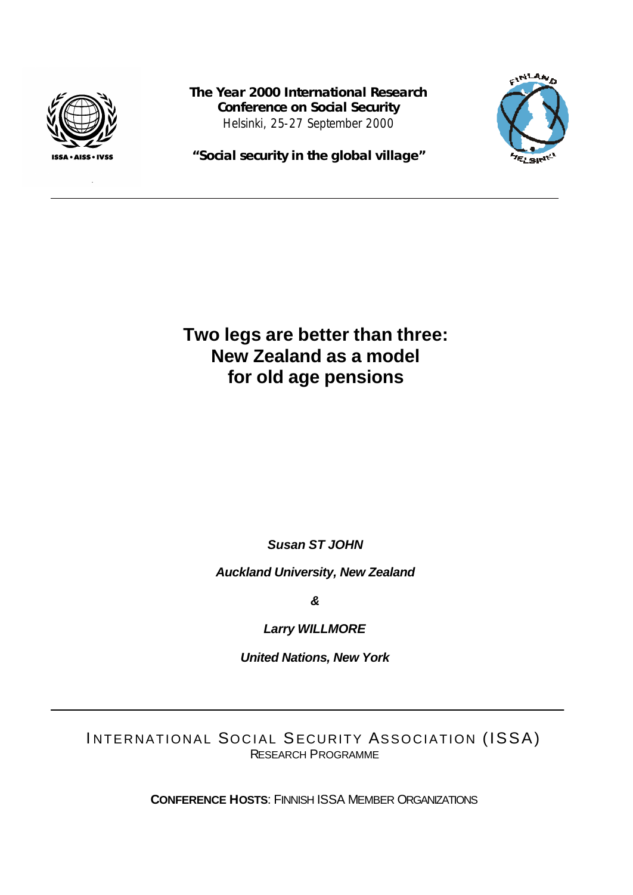**The Year 2000 International Research Conference on Social Security**
Helsinki, 25-27 September 2000

**"Social security in the global village"**

---

# Two legs are better than three: New Zealand as a model for old age pensions

***Susan ST JOHN***

***Auckland University, New Zealand***

***&***

***Larry WILLMORE***

***United Nations, New York***

---

INTERNATIONAL SOCIAL SECURITY ASSOCIATION (ISSA)
RESEARCH PROGRAMME

**CONFERENCE HOSTS**: FINNISH ISSA MEMBER ORGANIZATIONS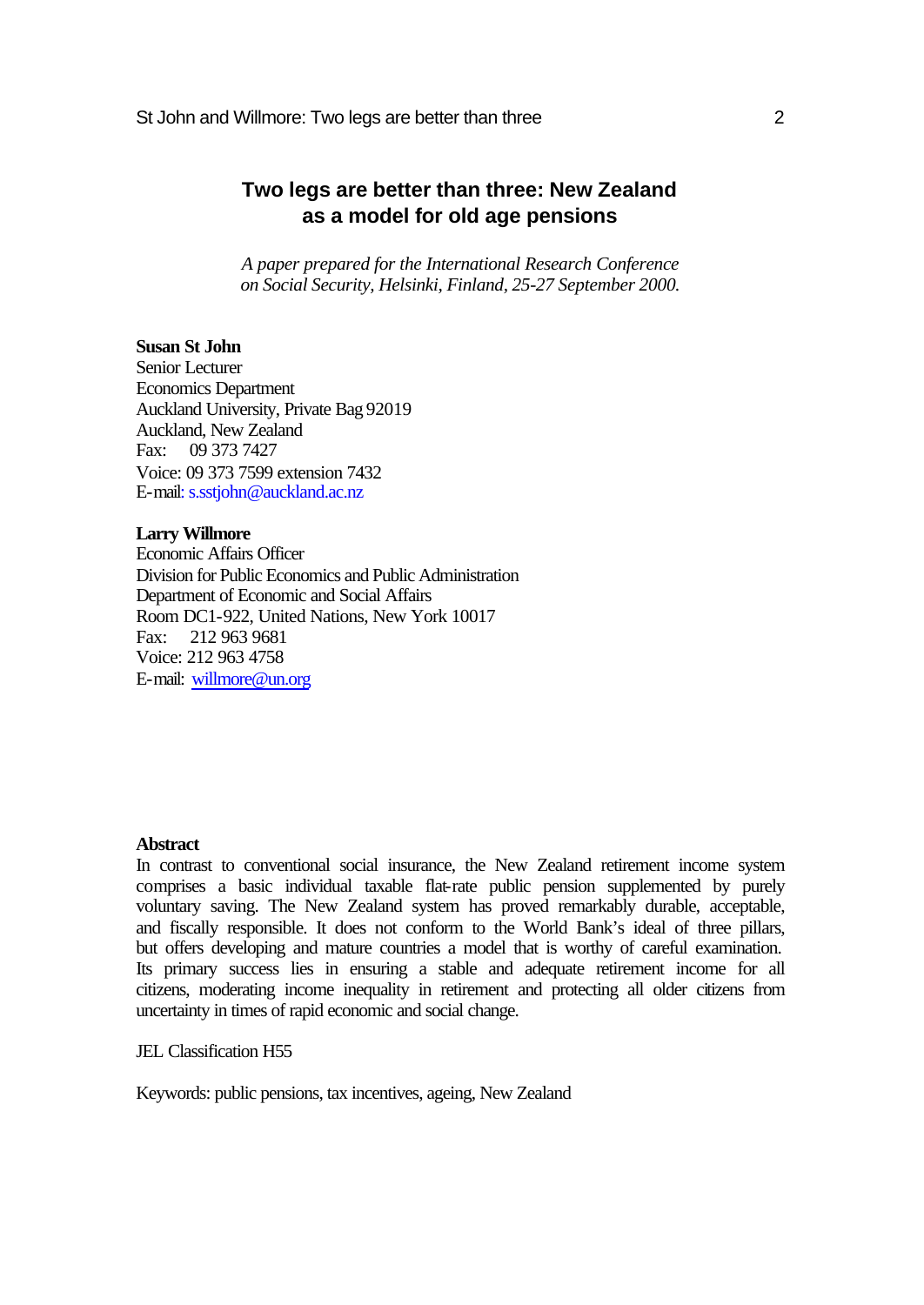# Two legs are better than three: New Zealand as a model for old age pensions

*A paper prepared for the International Research Conference on Social Security, Helsinki, Finland, 25-27 September 2000.*

**Susan St John**
Senior Lecturer
Economics Department
Auckland University, Private Bag 92019
Auckland, New Zealand
Fax: 09 373 7427
Voice: 09 373 7599 extension 7432
E-mail: s.sstjohn@auckland.ac.nz

**Larry Willmore**
Economic Affairs Officer
Division for Public Economics and Public Administration
Department of Economic and Social Affairs
Room DC1-922, United Nations, New York 10017
Fax: 212 963 9681
Voice: 212 963 4758
E-mail: willmore@un.org

**Abstract**

In contrast to conventional social insurance, the New Zealand retirement income system comprises a basic individual taxable flat-rate public pension supplemented by purely voluntary saving. The New Zealand system has proved remarkably durable, acceptable, and fiscally responsible. It does not conform to the World Bank's ideal of three pillars, but offers developing and mature countries a model that is worthy of careful examination. Its primary success lies in ensuring a stable and adequate retirement income for all citizens, moderating income inequality in retirement and protecting all older citizens from uncertainty in times of rapid economic and social change.

JEL Classification H55

Keywords: public pensions, tax incentives, ageing, New Zealand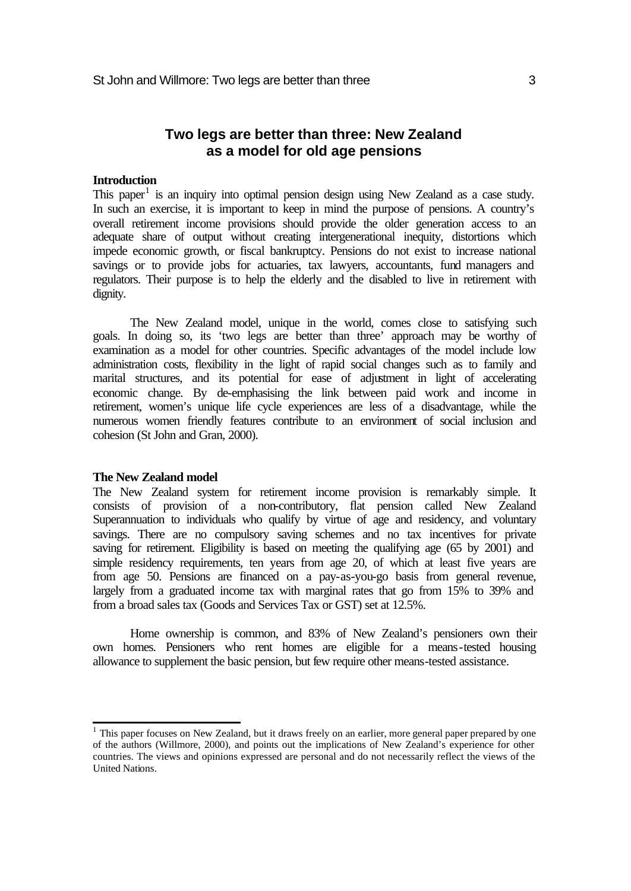# Two legs are better than three: New Zealand as a model for old age pensions

## Introduction

This paper[1] is an inquiry into optimal pension design using New Zealand as a case study. In such an exercise, it is important to keep in mind the purpose of pensions. A country's overall retirement income provisions should provide the older generation access to an adequate share of output without creating intergenerational inequity, distortions which impede economic growth, or fiscal bankruptcy. Pensions do not exist to increase national savings or to provide jobs for actuaries, tax lawyers, accountants, fund managers and regulators. Their purpose is to help the elderly and the disabled to live in retirement with dignity.

The New Zealand model, unique in the world, comes close to satisfying such goals. In doing so, its 'two legs are better than three' approach may be worthy of examination as a model for other countries. Specific advantages of the model include low administration costs, flexibility in the light of rapid social changes such as to family and marital structures, and its potential for ease of adjustment in light of accelerating economic change. By de-emphasising the link between paid work and income in retirement, women's unique life cycle experiences are less of a disadvantage, while the numerous women friendly features contribute to an environment of social inclusion and cohesion (St John and Gran, 2000).

## The New Zealand model

The New Zealand system for retirement income provision is remarkably simple. It consists of provision of a non-contributory, flat pension called New Zealand Superannuation to individuals who qualify by virtue of age and residency, and voluntary savings. There are no compulsory saving schemes and no tax incentives for private saving for retirement. Eligibility is based on meeting the qualifying age (65 by 2001) and simple residency requirements, ten years from age 20, of which at least five years are from age 50. Pensions are financed on a pay-as-you-go basis from general revenue, largely from a graduated income tax with marginal rates that go from 15% to 39% and from a broad sales tax (Goods and Services Tax or GST) set at 12.5%.

Home ownership is common, and 83% of New Zealand's pensioners own their own homes. Pensioners who rent homes are eligible for a means-tested housing allowance to supplement the basic pension, but few require other means-tested assistance.

---

[1] This paper focuses on New Zealand, but it draws freely on an earlier, more general paper prepared by one of the authors (Willmore, 2000), and points out the implications of New Zealand's experience for other countries. The views and opinions expressed are personal and do not necessarily reflect the views of the United Nations.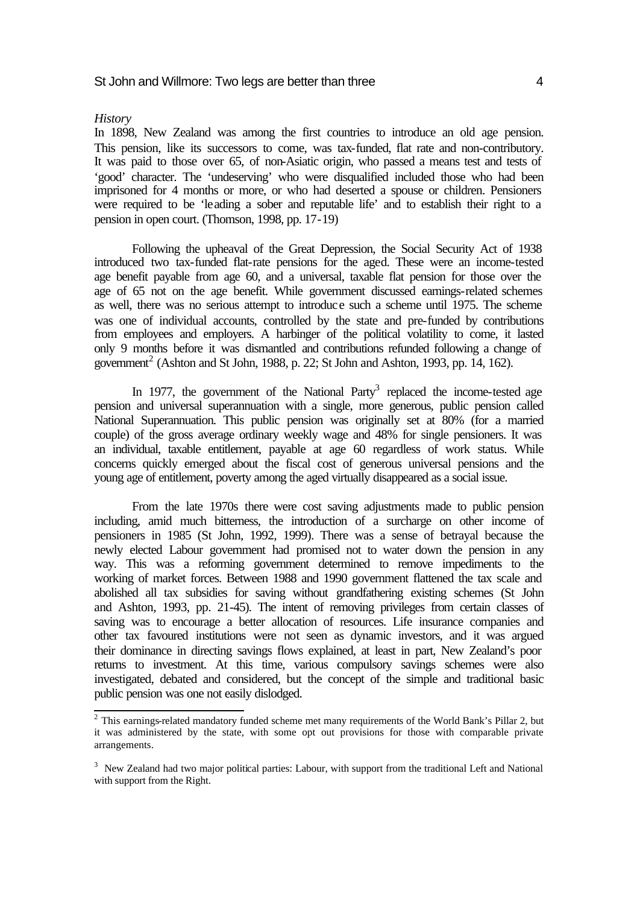*History*

In 1898, New Zealand was among the first countries to introduce an old age pension. This pension, like its successors to come, was tax-funded, flat rate and non-contributory. It was paid to those over 65, of non-Asiatic origin, who passed a means test and tests of 'good' character. The 'undeserving' who were disqualified included those who had been imprisoned for 4 months or more, or who had deserted a spouse or children. Pensioners were required to be 'leading a sober and reputable life' and to establish their right to a pension in open court. (Thomson, 1998, pp. 17-19)

Following the upheaval of the Great Depression, the Social Security Act of 1938 introduced two tax-funded flat-rate pensions for the aged. These were an income-tested age benefit payable from age 60, and a universal, taxable flat pension for those over the age of 65 not on the age benefit. While government discussed earnings-related schemes as well, there was no serious attempt to introduce such a scheme until 1975. The scheme was one of individual accounts, controlled by the state and pre-funded by contributions from employees and employers. A harbinger of the political volatility to come, it lasted only 9 months before it was dismantled and contributions refunded following a change of government[2] (Ashton and St John, 1988, p. 22; St John and Ashton, 1993, pp. 14, 162).

In 1977, the government of the National Party[3] replaced the income-tested age pension and universal superannuation with a single, more generous, public pension called National Superannuation. This public pension was originally set at 80% (for a married couple) of the gross average ordinary weekly wage and 48% for single pensioners. It was an individual, taxable entitlement, payable at age 60 regardless of work status. While concerns quickly emerged about the fiscal cost of generous universal pensions and the young age of entitlement, poverty among the aged virtually disappeared as a social issue.

From the late 1970s there were cost saving adjustments made to public pension including, amid much bitterness, the introduction of a surcharge on other income of pensioners in 1985 (St John, 1992, 1999). There was a sense of betrayal because the newly elected Labour government had promised not to water down the pension in any way. This was a reforming government determined to remove impediments to the working of market forces. Between 1988 and 1990 government flattened the tax scale and abolished all tax subsidies for saving without grandfathering existing schemes (St John and Ashton, 1993, pp. 21-45). The intent of removing privileges from certain classes of saving was to encourage a better allocation of resources. Life insurance companies and other tax favoured institutions were not seen as dynamic investors, and it was argued their dominance in directing savings flows explained, at least in part, New Zealand's poor returns to investment. At this time, various compulsory savings schemes were also investigated, debated and considered, but the concept of the simple and traditional basic public pension was one not easily dislodged.

---

[2] This earnings-related mandatory funded scheme met many requirements of the World Bank's Pillar 2, but it was administered by the state, with some opt out provisions for those with comparable private arrangements.

[3] New Zealand had two major political parties: Labour, with support from the traditional Left and National with support from the Right.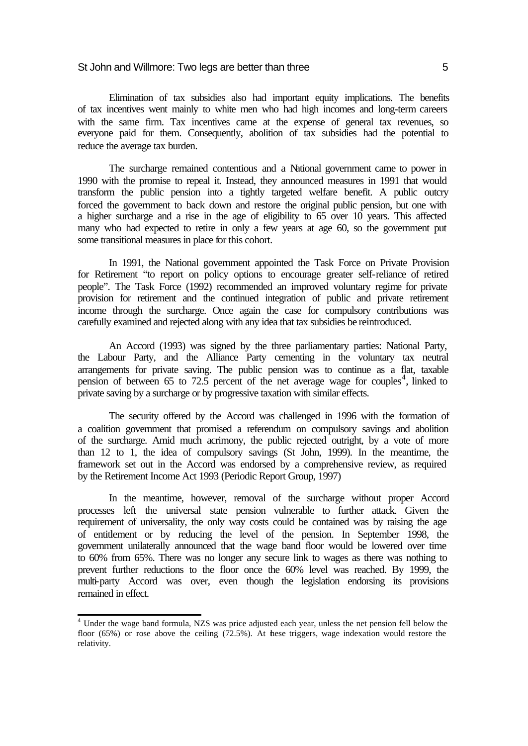Elimination of tax subsidies also had important equity implications. The benefits of tax incentives went mainly to white men who had high incomes and long-term careers with the same firm. Tax incentives came at the expense of general tax revenues, so everyone paid for them. Consequently, abolition of tax subsidies had the potential to reduce the average tax burden.

The surcharge remained contentious and a National government came to power in 1990 with the promise to repeal it. Instead, they announced measures in 1991 that would transform the public pension into a tightly targeted welfare benefit. A public outcry forced the government to back down and restore the original public pension, but one with a higher surcharge and a rise in the age of eligibility to 65 over 10 years. This affected many who had expected to retire in only a few years at age 60, so the government put some transitional measures in place for this cohort.

In 1991, the National government appointed the Task Force on Private Provision for Retirement "to report on policy options to encourage greater self-reliance of retired people". The Task Force (1992) recommended an improved voluntary regime for private provision for retirement and the continued integration of public and private retirement income through the surcharge. Once again the case for compulsory contributions was carefully examined and rejected along with any idea that tax subsidies be reintroduced.

An Accord (1993) was signed by the three parliamentary parties: National Party, the Labour Party, and the Alliance Party cementing in the voluntary tax neutral arrangements for private saving. The public pension was to continue as a flat, taxable pension of between 65 to 72.5 percent of the net average wage for couples[4], linked to private saving by a surcharge or by progressive taxation with similar effects.

The security offered by the Accord was challenged in 1996 with the formation of a coalition government that promised a referendum on compulsory savings and abolition of the surcharge. Amid much acrimony, the public rejected outright, by a vote of more than 12 to 1, the idea of compulsory savings (St John, 1999). In the meantime, the framework set out in the Accord was endorsed by a comprehensive review, as required by the Retirement Income Act 1993 (Periodic Report Group, 1997)

In the meantime, however, removal of the surcharge without proper Accord processes left the universal state pension vulnerable to further attack. Given the requirement of universality, the only way costs could be contained was by raising the age of entitlement or by reducing the level of the pension. In September 1998, the government unilaterally announced that the wage band floor would be lowered over time to 60% from 65%. There was no longer any secure link to wages as there was nothing to prevent further reductions to the floor once the 60% level was reached. By 1999, the multi-party Accord was over, even though the legislation endorsing its provisions remained in effect.

---

[4] Under the wage band formula, NZS was price adjusted each year, unless the net pension fell below the floor (65%) or rose above the ceiling (72.5%). At these triggers, wage indexation would restore the relativity.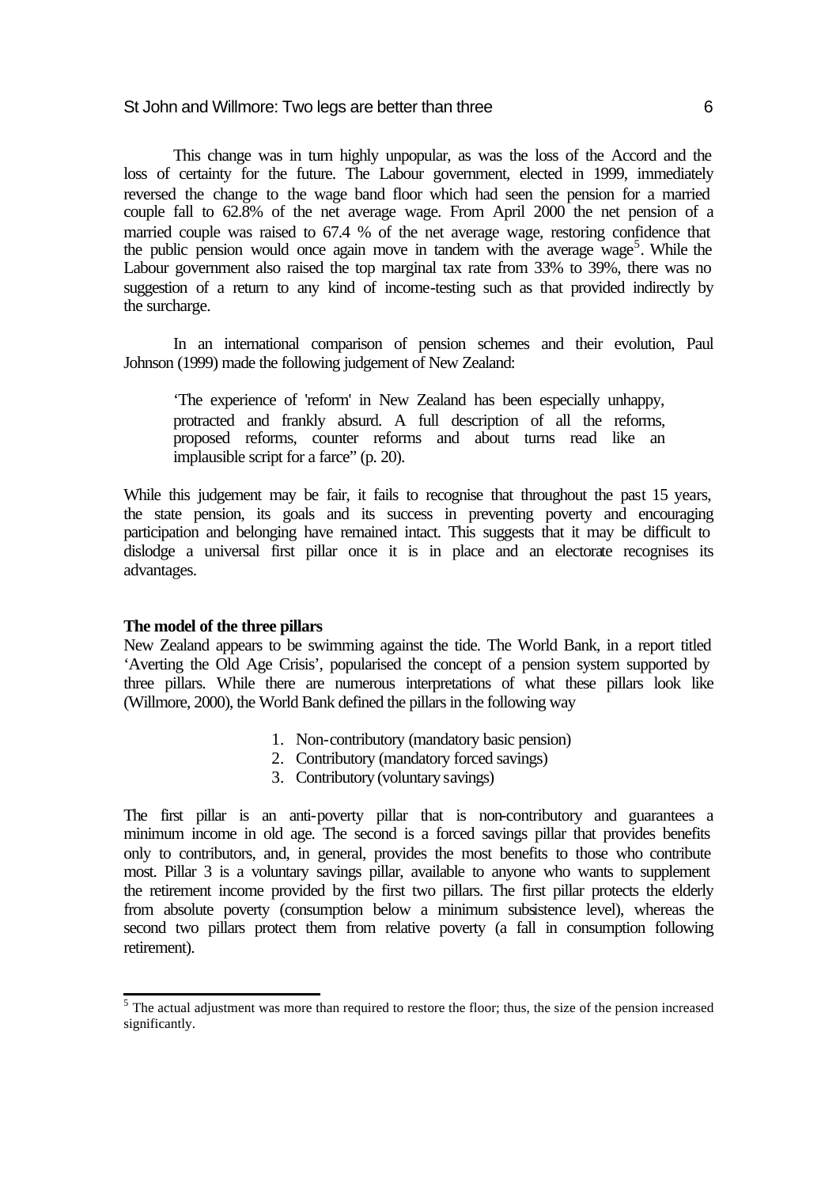This change was in turn highly unpopular, as was the loss of the Accord and the loss of certainty for the future. The Labour government, elected in 1999, immediately reversed the change to the wage band floor which had seen the pension for a married couple fall to 62.8% of the net average wage. From April 2000 the net pension of a married couple was raised to 67.4 % of the net average wage, restoring confidence that the public pension would once again move in tandem with the average wage[5]. While the Labour government also raised the top marginal tax rate from 33% to 39%, there was no suggestion of a return to any kind of income-testing such as that provided indirectly by the surcharge.

In an international comparison of pension schemes and their evolution, Paul Johnson (1999) made the following judgement of New Zealand:

> 'The experience of 'reform' in New Zealand has been especially unhappy, protracted and frankly absurd. A full description of all the reforms, proposed reforms, counter reforms and about turns read like an implausible script for a farce" (p. 20).

While this judgement may be fair, it fails to recognise that throughout the past 15 years, the state pension, its goals and its success in preventing poverty and encouraging participation and belonging have remained intact. This suggests that it may be difficult to dislodge a universal first pillar once it is in place and an electorate recognises its advantages.

**The model of the three pillars**

New Zealand appears to be swimming against the tide. The World Bank, in a report titled 'Averting the Old Age Crisis', popularised the concept of a pension system supported by three pillars. While there are numerous interpretations of what these pillars look like (Willmore, 2000), the World Bank defined the pillars in the following way

1. Non-contributory (mandatory basic pension)
2. Contributory (mandatory forced savings)
3. Contributory (voluntary savings)

The first pillar is an anti-poverty pillar that is non-contributory and guarantees a minimum income in old age. The second is a forced savings pillar that provides benefits only to contributors, and, in general, provides the most benefits to those who contribute most. Pillar 3 is a voluntary savings pillar, available to anyone who wants to supplement the retirement income provided by the first two pillars. The first pillar protects the elderly from absolute poverty (consumption below a minimum subsistence level), whereas the second two pillars protect them from relative poverty (a fall in consumption following retirement).

[5] The actual adjustment was more than required to restore the floor; thus, the size of the pension increased significantly.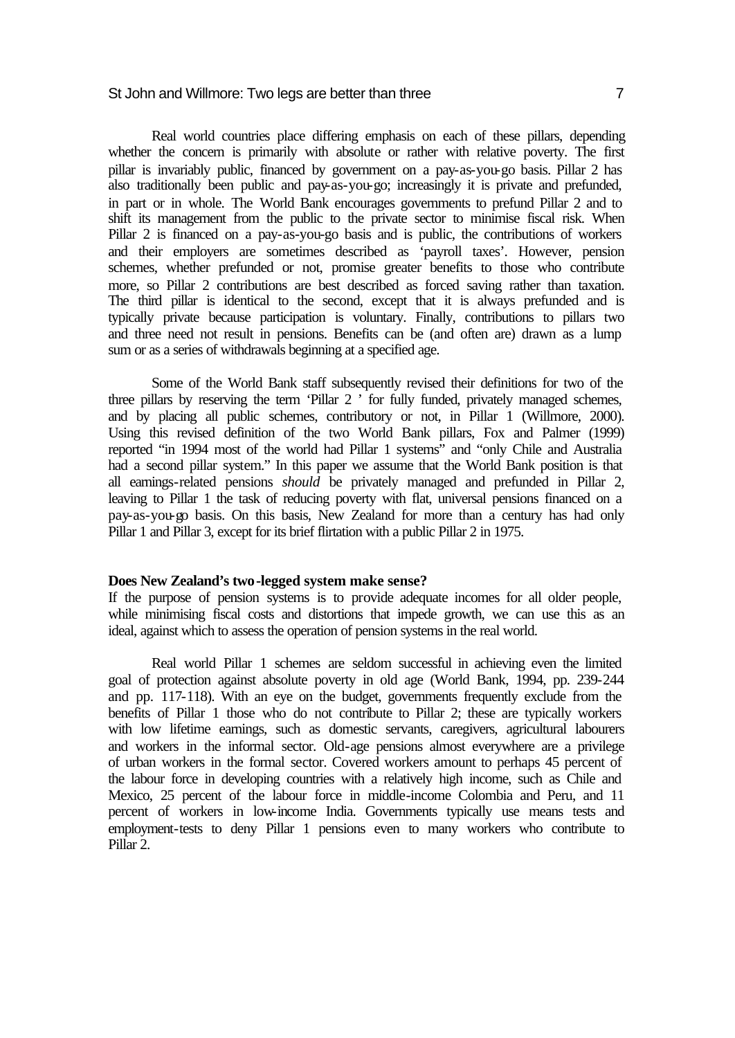Real world countries place differing emphasis on each of these pillars, depending whether the concern is primarily with absolute or rather with relative poverty. The first pillar is invariably public, financed by government on a pay-as-you-go basis. Pillar 2 has also traditionally been public and pay-as-you-go; increasingly it is private and prefunded, in part or in whole. The World Bank encourages governments to prefund Pillar 2 and to shift its management from the public to the private sector to minimise fiscal risk. When Pillar 2 is financed on a pay-as-you-go basis and is public, the contributions of workers and their employers are sometimes described as 'payroll taxes'. However, pension schemes, whether prefunded or not, promise greater benefits to those who contribute more, so Pillar 2 contributions are best described as forced saving rather than taxation. The third pillar is identical to the second, except that it is always prefunded and is typically private because participation is voluntary. Finally, contributions to pillars two and three need not result in pensions. Benefits can be (and often are) drawn as a lump sum or as a series of withdrawals beginning at a specified age.

Some of the World Bank staff subsequently revised their definitions for two of the three pillars by reserving the term 'Pillar 2 ' for fully funded, privately managed schemes, and by placing all public schemes, contributory or not, in Pillar 1 (Willmore, 2000). Using this revised definition of the two World Bank pillars, Fox and Palmer (1999) reported "in 1994 most of the world had Pillar 1 systems" and "only Chile and Australia had a second pillar system." In this paper we assume that the World Bank position is that all earnings-related pensions *should* be privately managed and prefunded in Pillar 2, leaving to Pillar 1 the task of reducing poverty with flat, universal pensions financed on a pay-as-you-go basis. On this basis, New Zealand for more than a century has had only Pillar 1 and Pillar 3, except for its brief flirtation with a public Pillar 2 in 1975.

**Does New Zealand's two-legged system make sense?**

If the purpose of pension systems is to provide adequate incomes for all older people, while minimising fiscal costs and distortions that impede growth, we can use this as an ideal, against which to assess the operation of pension systems in the real world.

Real world Pillar 1 schemes are seldom successful in achieving even the limited goal of protection against absolute poverty in old age (World Bank, 1994, pp. 239-244 and pp. 117-118). With an eye on the budget, governments frequently exclude from the benefits of Pillar 1 those who do not contribute to Pillar 2; these are typically workers with low lifetime earnings, such as domestic servants, caregivers, agricultural labourers and workers in the informal sector. Old-age pensions almost everywhere are a privilege of urban workers in the formal sector. Covered workers amount to perhaps 45 percent of the labour force in developing countries with a relatively high income, such as Chile and Mexico, 25 percent of the labour force in middle-income Colombia and Peru, and 11 percent of workers in low-income India. Governments typically use means tests and employment-tests to deny Pillar 1 pensions even to many workers who contribute to Pillar 2.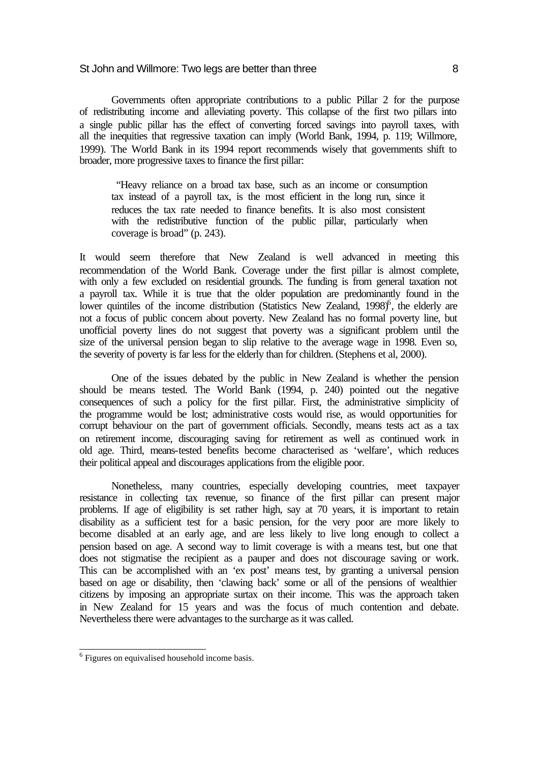Governments often appropriate contributions to a public Pillar 2 for the purpose of redistributing income and alleviating poverty. This collapse of the first two pillars into a single public pillar has the effect of converting forced savings into payroll taxes, with all the inequities that regressive taxation can imply (World Bank, 1994, p. 119; Willmore, 1999). The World Bank in its 1994 report recommends wisely that governments shift to broader, more progressive taxes to finance the first pillar:

> "Heavy reliance on a broad tax base, such as an income or consumption tax instead of a payroll tax, is the most efficient in the long run, since it reduces the tax rate needed to finance benefits. It is also most consistent with the redistributive function of the public pillar, particularly when coverage is broad" (p. 243).

It would seem therefore that New Zealand is well advanced in meeting this recommendation of the World Bank. Coverage under the first pillar is almost complete, with only a few excluded on residential grounds. The funding is from general taxation not a payroll tax. While it is true that the older population are predominantly found in the lower quintiles of the income distribution (Statistics New Zealand, 1998)[6], the elderly are not a focus of public concern about poverty. New Zealand has no formal poverty line, but unofficial poverty lines do not suggest that poverty was a significant problem until the size of the universal pension began to slip relative to the average wage in 1998. Even so, the severity of poverty is far less for the elderly than for children. (Stephens et al, 2000).

One of the issues debated by the public in New Zealand is whether the pension should be means tested. The World Bank (1994, p. 240) pointed out the negative consequences of such a policy for the first pillar. First, the administrative simplicity of the programme would be lost; administrative costs would rise, as would opportunities for corrupt behaviour on the part of government officials. Secondly, means tests act as a tax on retirement income, discouraging saving for retirement as well as continued work in old age. Third, means-tested benefits become characterised as 'welfare', which reduces their political appeal and discourages applications from the eligible poor.

Nonetheless, many countries, especially developing countries, meet taxpayer resistance in collecting tax revenue, so finance of the first pillar can present major problems. If age of eligibility is set rather high, say at 70 years, it is important to retain disability as a sufficient test for a basic pension, for the very poor are more likely to become disabled at an early age, and are less likely to live long enough to collect a pension based on age. A second way to limit coverage is with a means test, but one that does not stigmatise the recipient as a pauper and does not discourage saving or work. This can be accomplished with an 'ex post' means test, by granting a universal pension based on age or disability, then 'clawing back' some or all of the pensions of wealthier citizens by imposing an appropriate surtax on their income. This was the approach taken in New Zealand for 15 years and was the focus of much contention and debate. Nevertheless there were advantages to the surcharge as it was called.

---

[6] Figures on equivalised household income basis.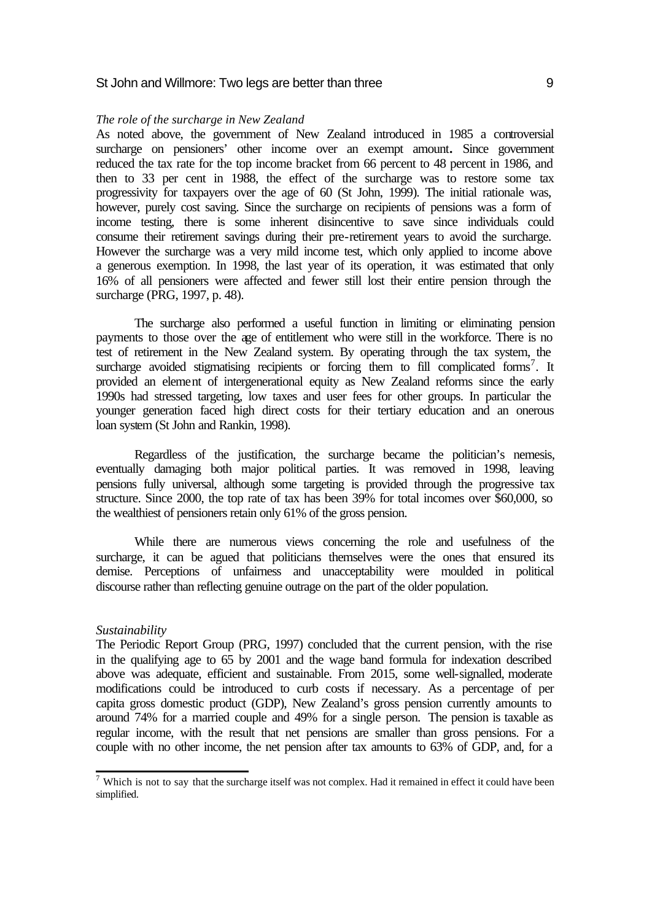*The role of the surcharge in New Zealand*

As noted above, the government of New Zealand introduced in 1985 a controversial surcharge on pensioners' other income over an exempt amount**.** Since government reduced the tax rate for the top income bracket from 66 percent to 48 percent in 1986, and then to 33 per cent in 1988, the effect of the surcharge was to restore some tax progressivity for taxpayers over the age of 60 (St John, 1999). The initial rationale was, however, purely cost saving. Since the surcharge on recipients of pensions was a form of income testing, there is some inherent disincentive to save since individuals could consume their retirement savings during their pre-retirement years to avoid the surcharge. However the surcharge was a very mild income test, which only applied to income above a generous exemption. In 1998, the last year of its operation, it was estimated that only 16% of all pensioners were affected and fewer still lost their entire pension through the surcharge (PRG, 1997, p. 48).

The surcharge also performed a useful function in limiting or eliminating pension payments to those over the age of entitlement who were still in the workforce. There is no test of retirement in the New Zealand system. By operating through the tax system, the surcharge avoided stigmatising recipients or forcing them to fill complicated forms[7]. It provided an element of intergenerational equity as New Zealand reforms since the early 1990s had stressed targeting, low taxes and user fees for other groups. In particular the younger generation faced high direct costs for their tertiary education and an onerous loan system (St John and Rankin, 1998).

Regardless of the justification, the surcharge became the politician's nemesis, eventually damaging both major political parties. It was removed in 1998, leaving pensions fully universal, although some targeting is provided through the progressive tax structure. Since 2000, the top rate of tax has been 39% for total incomes over $60,000, so the wealthiest of pensioners retain only 61% of the gross pension.

While there are numerous views concerning the role and usefulness of the surcharge, it can be agued that politicians themselves were the ones that ensured its demise. Perceptions of unfairness and unacceptability were moulded in political discourse rather than reflecting genuine outrage on the part of the older population.

*Sustainability*

The Periodic Report Group (PRG, 1997) concluded that the current pension, with the rise in the qualifying age to 65 by 2001 and the wage band formula for indexation described above was adequate, efficient and sustainable. From 2015, some well-signalled, moderate modifications could be introduced to curb costs if necessary. As a percentage of per capita gross domestic product (GDP), New Zealand's gross pension currently amounts to around 74% for a married couple and 49% for a single person. The pension is taxable as regular income, with the result that net pensions are smaller than gross pensions. For a couple with no other income, the net pension after tax amounts to 63% of GDP, and, for a

[7] Which is not to say that the surcharge itself was not complex. Had it remained in effect it could have been simplified.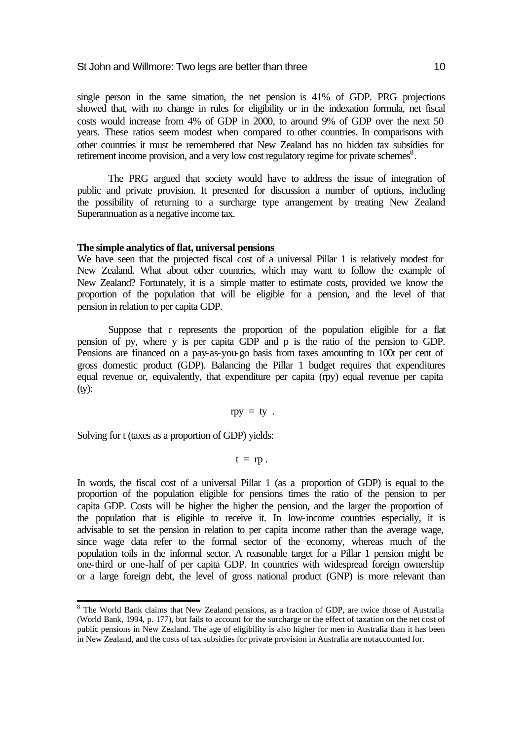single person in the same situation, the net pension is 41% of GDP. PRG projections showed that, with no change in rules for eligibility or in the indexation formula, net fiscal costs would increase from 4% of GDP in 2000, to around 9% of GDP over the next 50 years. These ratios seem modest when compared to other countries. In comparisons with other countries it must be remembered that New Zealand has no hidden tax subsidies for retirement income provision, and a very low cost regulatory regime for private schemes[8].

The PRG argued that society would have to address the issue of integration of public and private provision. It presented for discussion a number of options, including the possibility of returning to a surcharge type arrangement by treating New Zealand Superannuation as a negative income tax.

**The simple analytics of flat, universal pensions**

We have seen that the projected fiscal cost of a universal Pillar 1 is relatively modest for New Zealand. What about other countries, which may want to follow the example of New Zealand? Fortunately, it is a simple matter to estimate costs, provided we know the proportion of the population that will be eligible for a pension, and the level of that pension in relation to per capita GDP.

Suppose that $r$ represents the proportion of the population eligible for a flat pension of $py$, where $y$ is per capita GDP and $p$ is the ratio of the pension to GDP. Pensions are financed on a pay-as-you-go basis from taxes amounting to $100t$ per cent of gross domestic product (GDP). Balancing the Pillar 1 budget requires that expenditures equal revenue or, equivalently, that expenditure per capita ($rpy$) equal revenue per capita ($ty$):

$$rpy = ty \ .$$

Solving for $t$ (taxes as a proportion of GDP) yields:

$$t = rp \ .$$

In words, the fiscal cost of a universal Pillar 1 (as a proportion of GDP) is equal to the proportion of the population eligible for pensions times the ratio of the pension to per capita GDP. Costs will be higher the higher the pension, and the larger the proportion of the population that is eligible to receive it. In low-income countries especially, it is advisable to set the pension in relation to per capita income rather than the average wage, since wage data refer to the formal sector of the economy, whereas much of the population toils in the informal sector. A reasonable target for a Pillar 1 pension might be one-third or one-half of per capita GDP. In countries with widespread foreign ownership or a large foreign debt, the level of gross national product (GNP) is more relevant than

---

[8] The World Bank claims that New Zealand pensions, as a fraction of GDP, are twice those of Australia (World Bank, 1994, p. 177), but fails to account for the surcharge or the effect of taxation on the net cost of public pensions in New Zealand. The age of eligibility is also higher for men in Australia than it has been in New Zealand, and the costs of tax subsidies for private provision in Australia are notaccounted for.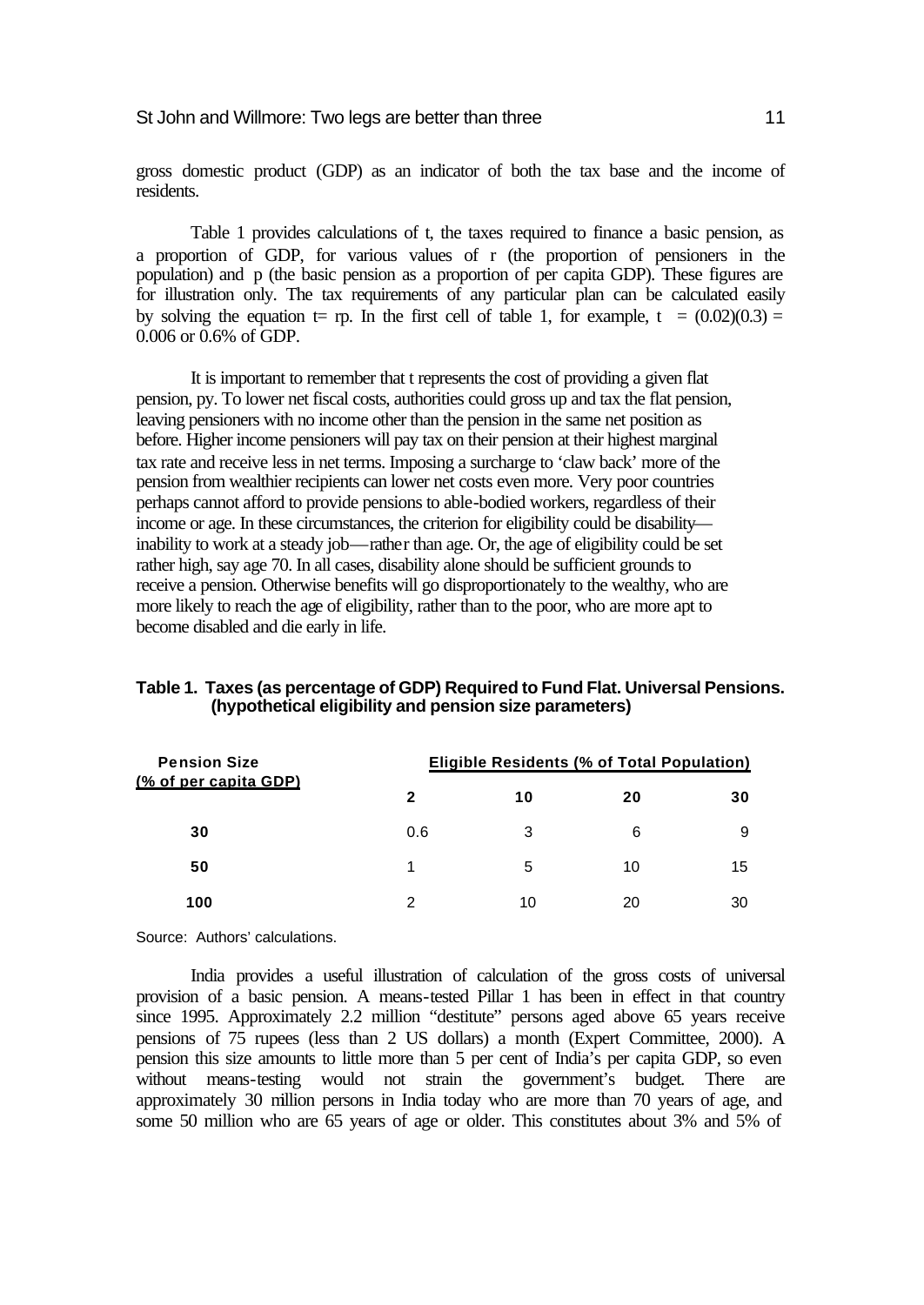gross domestic product (GDP) as an indicator of both the tax base and the income of residents.

Table 1 provides calculations of t, the taxes required to finance a basic pension, as a proportion of GDP, for various values of r (the proportion of pensioners in the population) and p (the basic pension as a proportion of per capita GDP). These figures are for illustration only. The tax requirements of any particular plan can be calculated easily by solving the equation $t = rp$. In the first cell of table 1, for example, $t = (0.02)(0.3) = 0.006$ or 0.6% of GDP.

It is important to remember that t represents the cost of providing a given flat pension, py. To lower net fiscal costs, authorities could gross up and tax the flat pension, leaving pensioners with no income other than the pension in the same net position as before. Higher income pensioners will pay tax on their pension at their highest marginal tax rate and receive less in net terms. Imposing a surcharge to 'claw back' more of the pension from wealthier recipients can lower net costs even more. Very poor countries perhaps cannot afford to provide pensions to able-bodied workers, regardless of their income or age. In these circumstances, the criterion for eligibility could be disability—inability to work at a steady job—rather than age. Or, the age of eligibility could be set rather high, say age 70. In all cases, disability alone should be sufficient grounds to receive a pension. Otherwise benefits will go disproportionately to the wealthy, who are more likely to reach the age of eligibility, rather than to the poor, who are more apt to become disabled and die early in life.

**Table 1. Taxes (as percentage of GDP) Required to Fund Flat. Universal Pensions. (hypothetical eligibility and pension size parameters)**

| Pension Size (% of per capita GDP) | Eligible Residents (% of Total Population) | | | |
|---|---|---|---|---|
| | **2** | **10** | **20** | **30** |
| **30** | 0.6 | 3 | 6 | 9 |
| **50** | 1 | 5 | 10 | 15 |
| **100** | 2 | 10 | 20 | 30 |

Source: Authors' calculations.

India provides a useful illustration of calculation of the gross costs of universal provision of a basic pension. A means-tested Pillar 1 has been in effect in that country since 1995. Approximately 2.2 million "destitute" persons aged above 65 years receive pensions of 75 rupees (less than 2 US dollars) a month (Expert Committee, 2000). A pension this size amounts to little more than 5 per cent of India's per capita GDP, so even without means-testing would not strain the government's budget. There are approximately 30 million persons in India today who are more than 70 years of age, and some 50 million who are 65 years of age or older. This constitutes about 3% and 5% of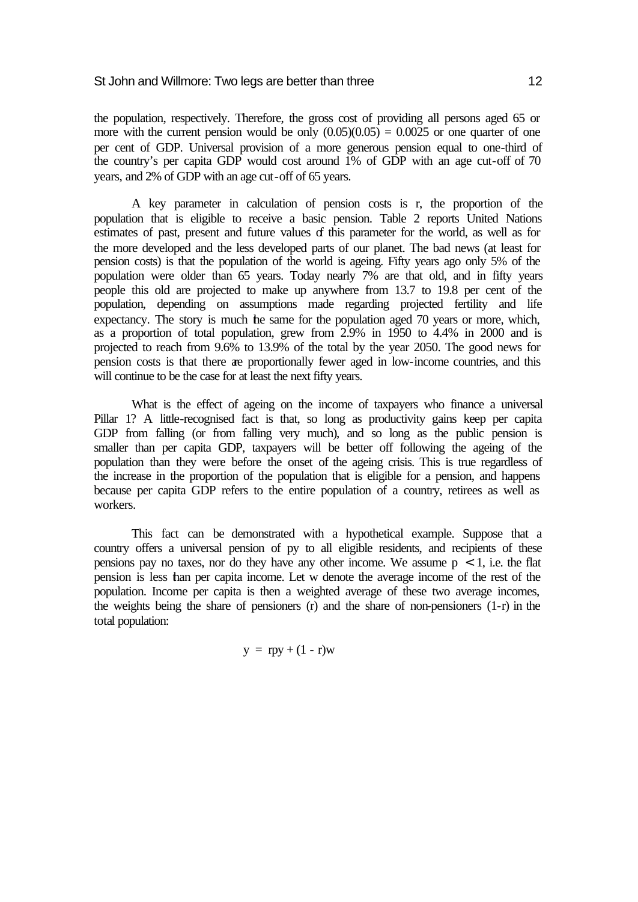the population, respectively. Therefore, the gross cost of providing all persons aged 65 or more with the current pension would be only $(0.05)(0.05) = 0.0025$ or one quarter of one per cent of GDP. Universal provision of a more generous pension equal to one-third of the country's per capita GDP would cost around 1% of GDP with an age cut-off of 70 years, and 2% of GDP with an age cut-off of 65 years.

A key parameter in calculation of pension costs is r, the proportion of the population that is eligible to receive a basic pension. Table 2 reports United Nations estimates of past, present and future values of this parameter for the world, as well as for the more developed and the less developed parts of our planet. The bad news (at least for pension costs) is that the population of the world is ageing. Fifty years ago only 5% of the population were older than 65 years. Today nearly 7% are that old, and in fifty years people this old are projected to make up anywhere from 13.7 to 19.8 per cent of the population, depending on assumptions made regarding projected fertility and life expectancy. The story is much the same for the population aged 70 years or more, which, as a proportion of total population, grew from 2.9% in 1950 to 4.4% in 2000 and is projected to reach from 9.6% to 13.9% of the total by the year 2050. The good news for pension costs is that there are proportionally fewer aged in low-income countries, and this will continue to be the case for at least the next fifty years.

What is the effect of ageing on the income of taxpayers who finance a universal Pillar 1? A little-recognised fact is that, so long as productivity gains keep per capita GDP from falling (or from falling very much), and so long as the public pension is smaller than per capita GDP, taxpayers will be better off following the ageing of the population than they were before the onset of the ageing crisis. This is true regardless of the increase in the proportion of the population that is eligible for a pension, and happens because per capita GDP refers to the entire population of a country, retirees as well as workers.

This fact can be demonstrated with a hypothetical example. Suppose that a country offers a universal pension of py to all eligible residents, and recipients of these pensions pay no taxes, nor do they have any other income. We assume $p < 1$, i.e. the flat pension is less than per capita income. Let w denote the average income of the rest of the population. Income per capita is then a weighted average of these two average incomes, the weights being the share of pensioners (r) and the share of non-pensioners (1-r) in the total population:

$$y = rpy + (1 - r)w$$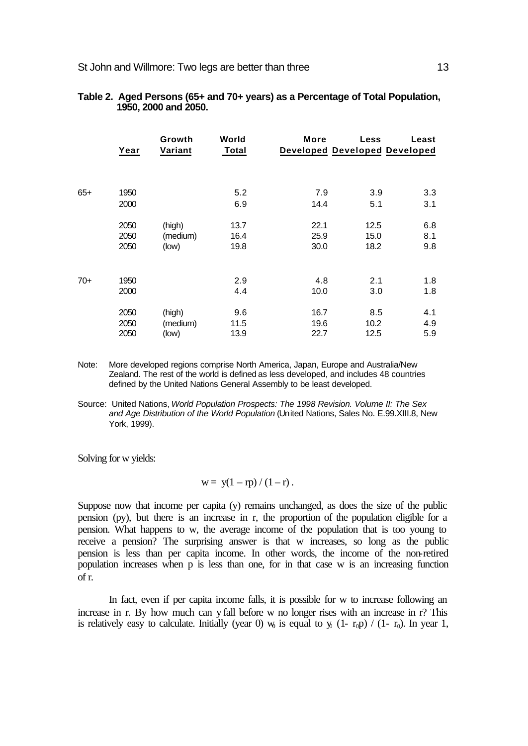**Table 2. Aged Persons (65+ and 70+ years) as a Percentage of Total Population, 1950, 2000 and 2050.**

| | Year | Growth Variant | World Total | More Developed | Less Developed | Least Developed |
|---|---|---|---|---|---|---|
| 65+ | 1950 | | 5.2 | 7.9 | 3.9 | 3.3 |
| | 2000 | | 6.9 | 14.4 | 5.1 | 3.1 |
| | 2050 | (high) | 13.7 | 22.1 | 12.5 | 6.8 |
| | 2050 | (medium) | 16.4 | 25.9 | 15.0 | 8.1 |
| | 2050 | (low) | 19.8 | 30.0 | 18.2 | 9.8 |
| 70+ | 1950 | | 2.9 | 4.8 | 2.1 | 1.8 |
| | 2000 | | 4.4 | 10.0 | 3.0 | 1.8 |
| | 2050 | (high) | 9.6 | 16.7 | 8.5 | 4.1 |
| | 2050 | (medium) | 11.5 | 19.6 | 10.2 | 4.9 |
| | 2050 | (low) | 13.9 | 22.7 | 12.5 | 5.9 |

Note: More developed regions comprise North America, Japan, Europe and Australia/New Zealand. The rest of the world is defined as less developed, and includes 48 countries defined by the United Nations General Assembly to be least developed.

Source: United Nations, *World Population Prospects: The 1998 Revision. Volume II: The Sex and Age Distribution of the World Population* (United Nations, Sales No. E.99.XIII.8, New York, 1999).

Solving for w yields:

$$w = y(1 - rp) / (1 - r) .$$

Suppose now that income per capita (y) remains unchanged, as does the size of the public pension (py), but there is an increase in r, the proportion of the population eligible for a pension. What happens to w, the average income of the population that is too young to receive a pension? The surprising answer is that w increases, so long as the public pension is less than per capita income. In other words, the income of the non-retired population increases when p is less than one, for in that case w is an increasing function of r.

In fact, even if per capita income falls, it is possible for w to increase following an increase in r. By how much can y fall before w no longer rises with an increase in r? This is relatively easy to calculate. Initially (year 0) $w_0$ is equal to $y_0 (1- r_0p) / (1- r_0)$. In year 1,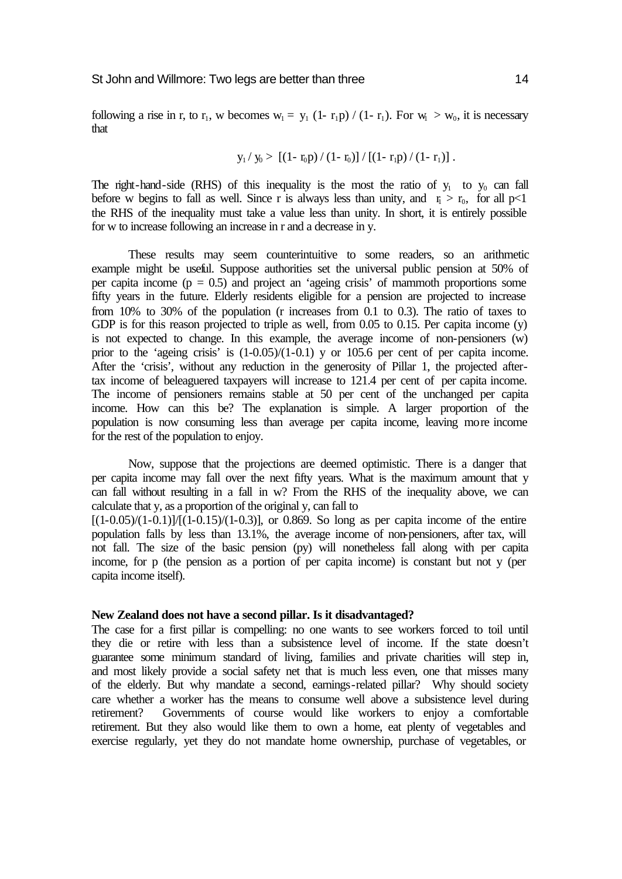following a rise in r, to $r_1$, w becomes $w_1 = y_1 (1- r_1 p) / (1- r_1)$. For $w_1 > w_0$, it is necessary that

$$y_1 / y_0 > [(1- r_0 p) / (1- r_0)] / [(1- r_1 p) / (1- r_1)] .$$

The right-hand-side (RHS) of this inequality is the most the ratio of $y_1$ to $y_0$ can fall before w begins to fall as well. Since r is always less than unity, and $r_1 > r_0$, for all $p<1$ the RHS of the inequality must take a value less than unity. In short, it is entirely possible for w to increase following an increase in r and a decrease in y.

These results may seem counterintuitive to some readers, so an arithmetic example might be useful. Suppose authorities set the universal public pension at 50% of per capita income ($p = 0.5$) and project an 'ageing crisis' of mammoth proportions some fifty years in the future. Elderly residents eligible for a pension are projected to increase from 10% to 30% of the population (r increases from 0.1 to 0.3). The ratio of taxes to GDP is for this reason projected to triple as well, from 0.05 to 0.15. Per capita income (y) is not expected to change. In this example, the average income of non-pensioners (w) prior to the 'ageing crisis' is $(1\text{-}0.05)/(1\text{-}0.1)$ y or 105.6 per cent of per capita income. After the 'crisis', without any reduction in the generosity of Pillar 1, the projected after-tax income of beleaguered taxpayers will increase to 121.4 per cent of per capita income. The income of pensioners remains stable at 50 per cent of the unchanged per capita income. How can this be? The explanation is simple. A larger proportion of the population is now consuming less than average per capita income, leaving more income for the rest of the population to enjoy.

Now, suppose that the projections are deemed optimistic. There is a danger that per capita income may fall over the next fifty years. What is the maximum amount that y can fall without resulting in a fall in w? From the RHS of the inequality above, we can calculate that y, as a proportion of the original y, can fall to $[(1\text{-}0.05)/(1\text{-}0.1)]/[(1\text{-}0.15)/(1\text{-}0.3)]$, or 0.869. So long as per capita income of the entire population falls by less than 13.1%, the average income of non-pensioners, after tax, will not fall. The size of the basic pension (py) will nonetheless fall along with per capita income, for p (the pension as a portion of per capita income) is constant but not y (per capita income itself).

**New Zealand does not have a second pillar. Is it disadvantaged?**

The case for a first pillar is compelling: no one wants to see workers forced to toil until they die or retire with less than a subsistence level of income. If the state doesn't guarantee some minimum standard of living, families and private charities will step in, and most likely provide a social safety net that is much less even, one that misses many of the elderly. But why mandate a second, earnings-related pillar? Why should society care whether a worker has the means to consume well above a subsistence level during retirement? Governments of course would like workers to enjoy a comfortable retirement. But they also would like them to own a home, eat plenty of vegetables and exercise regularly, yet they do not mandate home ownership, purchase of vegetables, or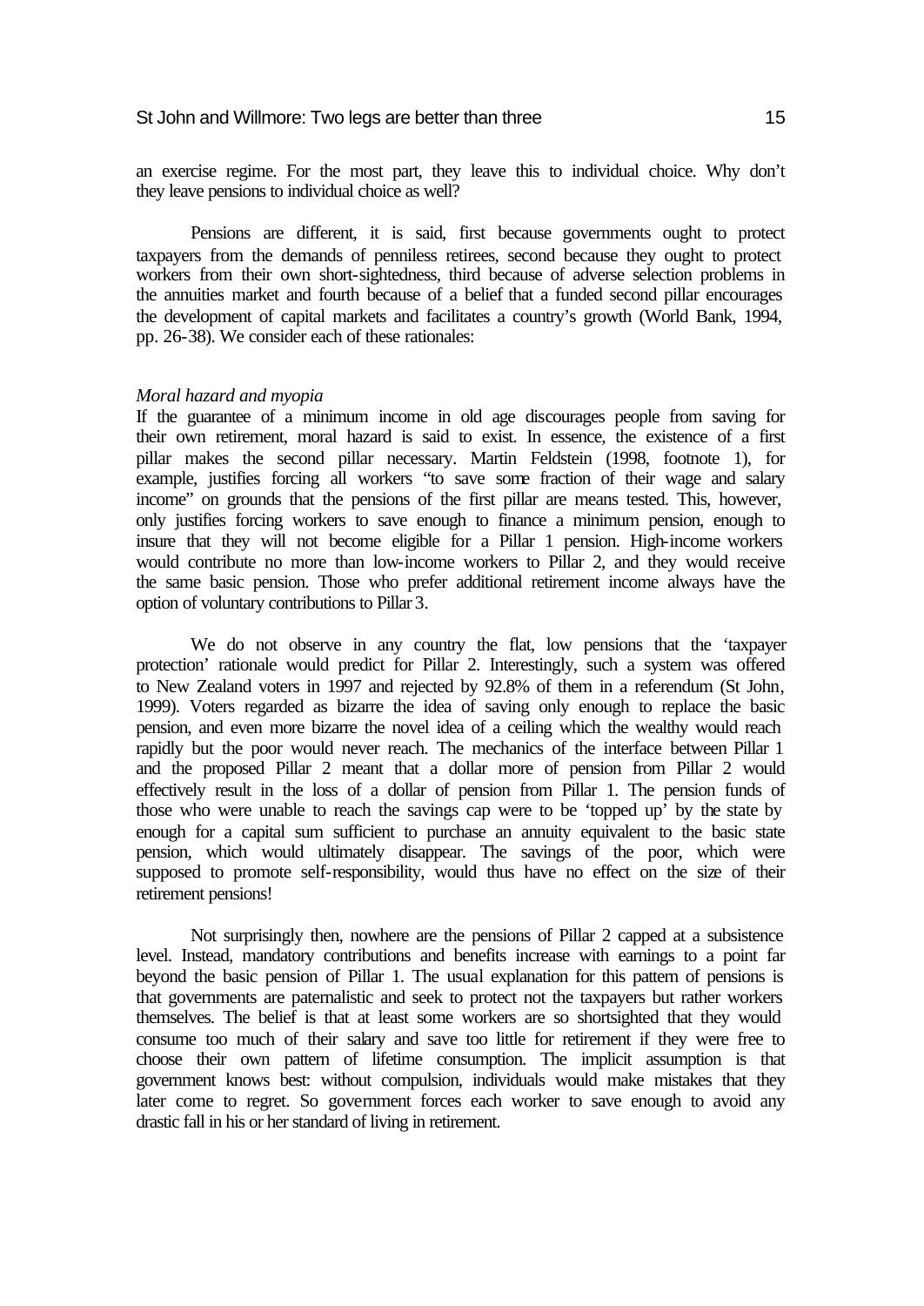an exercise regime. For the most part, they leave this to individual choice. Why don't they leave pensions to individual choice as well?

Pensions are different, it is said, first because governments ought to protect taxpayers from the demands of penniless retirees, second because they ought to protect workers from their own short-sightedness, third because of adverse selection problems in the annuities market and fourth because of a belief that a funded second pillar encourages the development of capital markets and facilitates a country's growth (World Bank, 1994, pp. 26-38). We consider each of these rationales:

*Moral hazard and myopia*

If the guarantee of a minimum income in old age discourages people from saving for their own retirement, moral hazard is said to exist. In essence, the existence of a first pillar makes the second pillar necessary. Martin Feldstein (1998, footnote 1), for example, justifies forcing all workers "to save some fraction of their wage and salary income" on grounds that the pensions of the first pillar are means tested. This, however, only justifies forcing workers to save enough to finance a minimum pension, enough to insure that they will not become eligible for a Pillar 1 pension. High-income workers would contribute no more than low-income workers to Pillar 2, and they would receive the same basic pension. Those who prefer additional retirement income always have the option of voluntary contributions to Pillar 3.

We do not observe in any country the flat, low pensions that the 'taxpayer protection' rationale would predict for Pillar 2. Interestingly, such a system was offered to New Zealand voters in 1997 and rejected by 92.8% of them in a referendum (St John, 1999). Voters regarded as bizarre the idea of saving only enough to replace the basic pension, and even more bizarre the novel idea of a ceiling which the wealthy would reach rapidly but the poor would never reach. The mechanics of the interface between Pillar 1 and the proposed Pillar 2 meant that a dollar more of pension from Pillar 2 would effectively result in the loss of a dollar of pension from Pillar 1. The pension funds of those who were unable to reach the savings cap were to be 'topped up' by the state by enough for a capital sum sufficient to purchase an annuity equivalent to the basic state pension, which would ultimately disappear. The savings of the poor, which were supposed to promote self-responsibility, would thus have no effect on the size of their retirement pensions!

Not surprisingly then, nowhere are the pensions of Pillar 2 capped at a subsistence level. Instead, mandatory contributions and benefits increase with earnings to a point far beyond the basic pension of Pillar 1. The usual explanation for this pattern of pensions is that governments are paternalistic and seek to protect not the taxpayers but rather workers themselves. The belief is that at least some workers are so shortsighted that they would consume too much of their salary and save too little for retirement if they were free to choose their own pattern of lifetime consumption. The implicit assumption is that government knows best: without compulsion, individuals would make mistakes that they later come to regret. So government forces each worker to save enough to avoid any drastic fall in his or her standard of living in retirement.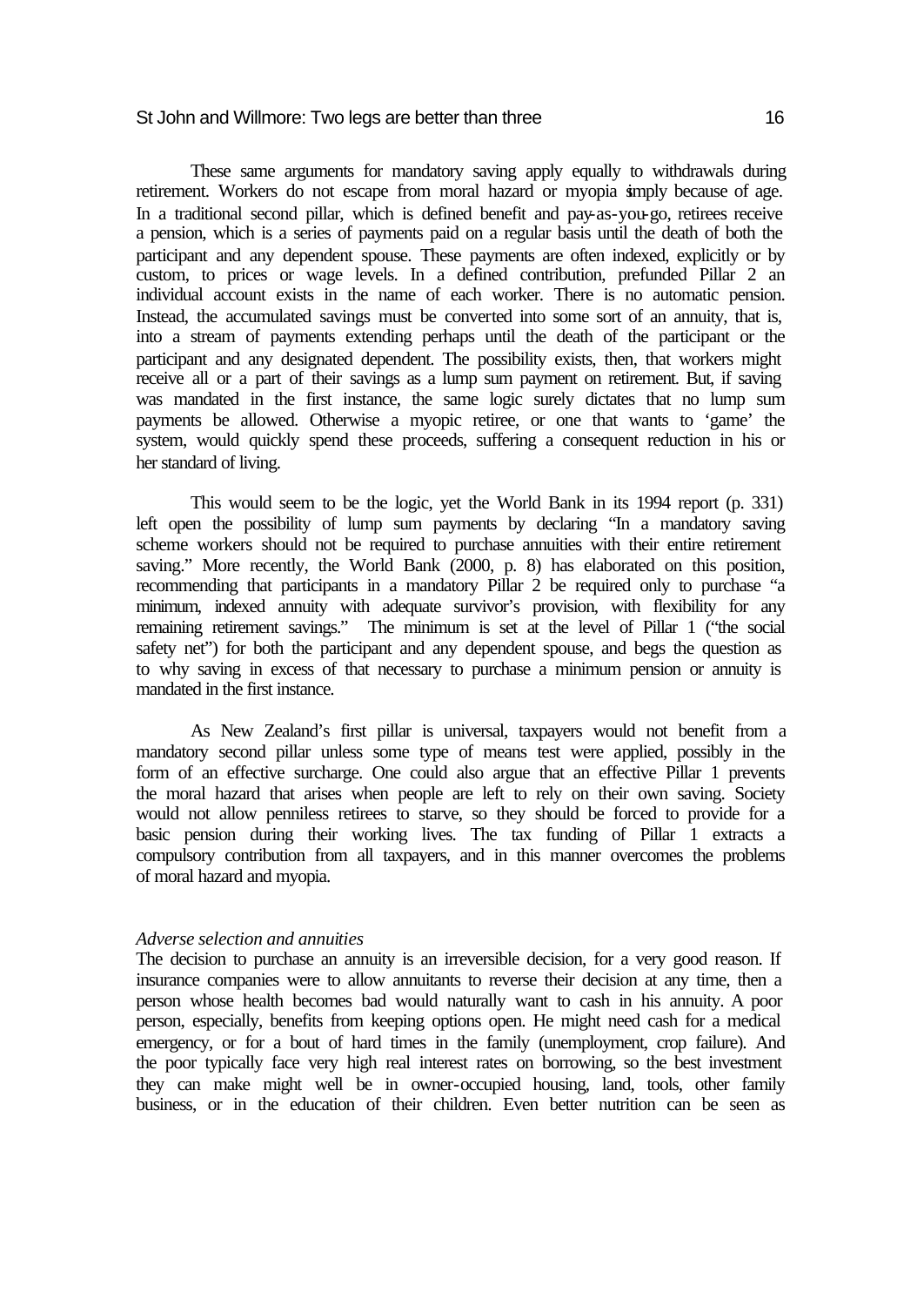These same arguments for mandatory saving apply equally to withdrawals during retirement. Workers do not escape from moral hazard or myopia simply because of age. In a traditional second pillar, which is defined benefit and pay-as-you-go, retirees receive a pension, which is a series of payments paid on a regular basis until the death of both the participant and any dependent spouse. These payments are often indexed, explicitly or by custom, to prices or wage levels. In a defined contribution, prefunded Pillar 2 an individual account exists in the name of each worker. There is no automatic pension. Instead, the accumulated savings must be converted into some sort of an annuity, that is, into a stream of payments extending perhaps until the death of the participant or the participant and any designated dependent. The possibility exists, then, that workers might receive all or a part of their savings as a lump sum payment on retirement. But, if saving was mandated in the first instance, the same logic surely dictates that no lump sum payments be allowed. Otherwise a myopic retiree, or one that wants to 'game' the system, would quickly spend these proceeds, suffering a consequent reduction in his or her standard of living.

This would seem to be the logic, yet the World Bank in its 1994 report (p. 331) left open the possibility of lump sum payments by declaring "In a mandatory saving scheme workers should not be required to purchase annuities with their entire retirement saving." More recently, the World Bank (2000, p. 8) has elaborated on this position, recommending that participants in a mandatory Pillar 2 be required only to purchase "a minimum, indexed annuity with adequate survivor's provision, with flexibility for any remaining retirement savings." The minimum is set at the level of Pillar 1 ("the social safety net") for both the participant and any dependent spouse, and begs the question as to why saving in excess of that necessary to purchase a minimum pension or annuity is mandated in the first instance.

As New Zealand's first pillar is universal, taxpayers would not benefit from a mandatory second pillar unless some type of means test were applied, possibly in the form of an effective surcharge. One could also argue that an effective Pillar 1 prevents the moral hazard that arises when people are left to rely on their own saving. Society would not allow penniless retirees to starve, so they should be forced to provide for a basic pension during their working lives. The tax funding of Pillar 1 extracts a compulsory contribution from all taxpayers, and in this manner overcomes the problems of moral hazard and myopia.

*Adverse selection and annuities*

The decision to purchase an annuity is an irreversible decision, for a very good reason. If insurance companies were to allow annuitants to reverse their decision at any time, then a person whose health becomes bad would naturally want to cash in his annuity. A poor person, especially, benefits from keeping options open. He might need cash for a medical emergency, or for a bout of hard times in the family (unemployment, crop failure). And the poor typically face very high real interest rates on borrowing, so the best investment they can make might well be in owner-occupied housing, land, tools, other family business, or in the education of their children. Even better nutrition can be seen as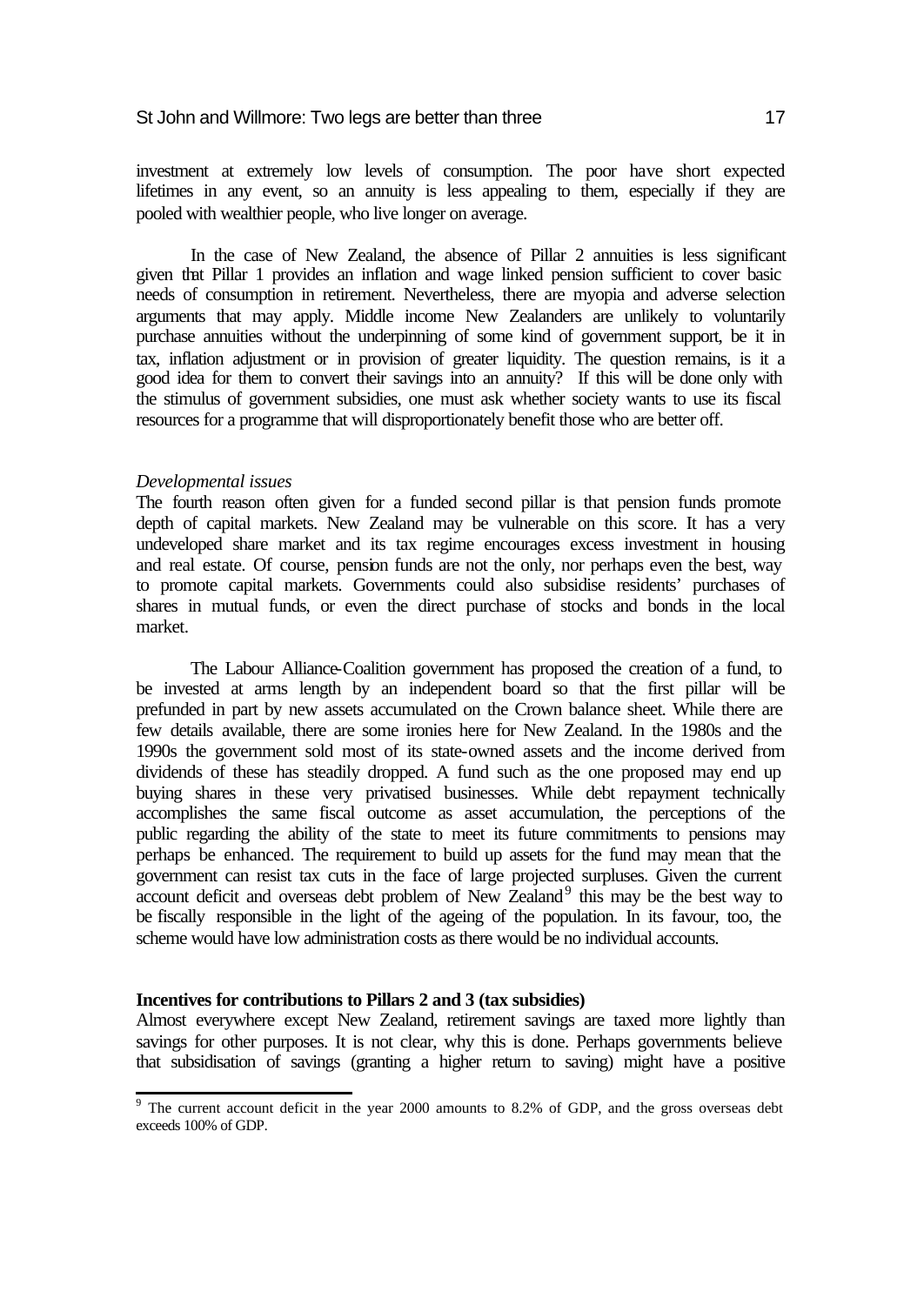investment at extremely low levels of consumption. The poor have short expected lifetimes in any event, so an annuity is less appealing to them, especially if they are pooled with wealthier people, who live longer on average.

In the case of New Zealand, the absence of Pillar 2 annuities is less significant given that Pillar 1 provides an inflation and wage linked pension sufficient to cover basic needs of consumption in retirement. Nevertheless, there are myopia and adverse selection arguments that may apply. Middle income New Zealanders are unlikely to voluntarily purchase annuities without the underpinning of some kind of government support, be it in tax, inflation adjustment or in provision of greater liquidity. The question remains, is it a good idea for them to convert their savings into an annuity? If this will be done only with the stimulus of government subsidies, one must ask whether society wants to use its fiscal resources for a programme that will disproportionately benefit those who are better off.

*Developmental issues*

The fourth reason often given for a funded second pillar is that pension funds promote depth of capital markets. New Zealand may be vulnerable on this score. It has a very undeveloped share market and its tax regime encourages excess investment in housing and real estate. Of course, pension funds are not the only, nor perhaps even the best, way to promote capital markets. Governments could also subsidise residents' purchases of shares in mutual funds, or even the direct purchase of stocks and bonds in the local market.

The Labour Alliance-Coalition government has proposed the creation of a fund, to be invested at arms length by an independent board so that the first pillar will be prefunded in part by new assets accumulated on the Crown balance sheet. While there are few details available, there are some ironies here for New Zealand. In the 1980s and the 1990s the government sold most of its state-owned assets and the income derived from dividends of these has steadily dropped. A fund such as the one proposed may end up buying shares in these very privatised businesses. While debt repayment technically accomplishes the same fiscal outcome as asset accumulation, the perceptions of the public regarding the ability of the state to meet its future commitments to pensions may perhaps be enhanced. The requirement to build up assets for the fund may mean that the government can resist tax cuts in the face of large projected surpluses. Given the current account deficit and overseas debt problem of New Zealand[9] this may be the best way to be fiscally responsible in the light of the ageing of the population. In its favour, too, the scheme would have low administration costs as there would be no individual accounts.

**Incentives for contributions to Pillars 2 and 3 (tax subsidies)**

Almost everywhere except New Zealand, retirement savings are taxed more lightly than savings for other purposes. It is not clear, why this is done. Perhaps governments believe that subsidisation of savings (granting a higher return to saving) might have a positive

[9] The current account deficit in the year 2000 amounts to 8.2% of GDP, and the gross overseas debt exceeds 100% of GDP.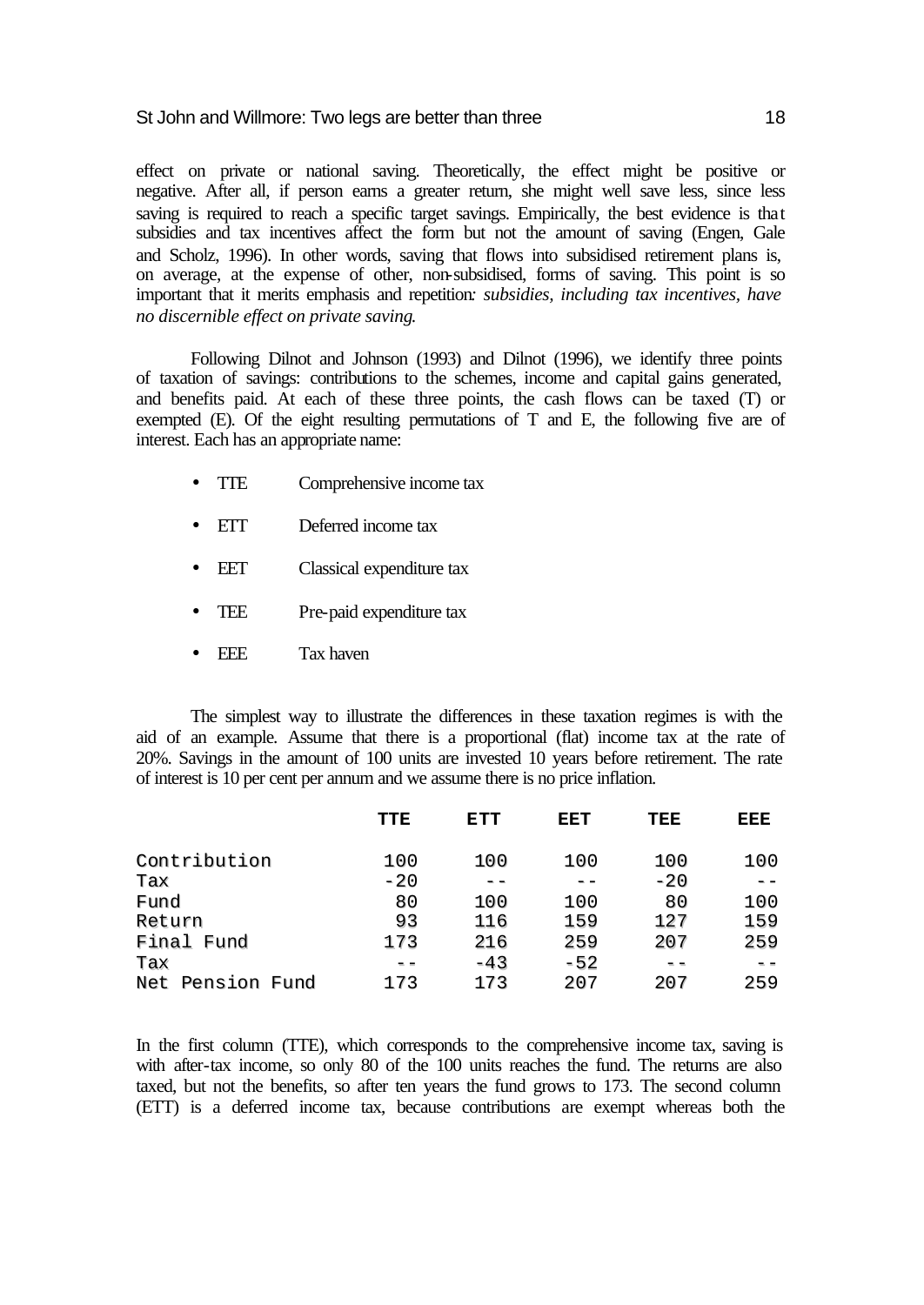effect on private or national saving. Theoretically, the effect might be positive or negative. After all, if person earns a greater return, she might well save less, since less saving is required to reach a specific target savings. Empirically, the best evidence is that subsidies and tax incentives affect the form but not the amount of saving (Engen, Gale and Scholz, 1996). In other words, saving that flows into subsidised retirement plans is, on average, at the expense of other, non-subsidised, forms of saving. This point is so important that it merits emphasis and repetition: *subsidies, including tax incentives, have no discernible effect on private saving.*

Following Dilnot and Johnson (1993) and Dilnot (1996), we identify three points of taxation of savings: contributions to the schemes, income and capital gains generated, and benefits paid. At each of these three points, the cash flows can be taxed (T) or exempted (E). Of the eight resulting permutations of T and E, the following five are of interest. Each has an appropriate name:

- TTE Comprehensive income tax
- ETT Deferred income tax
- EET Classical expenditure tax
- TEE Pre-paid expenditure tax
- EEE Tax haven

The simplest way to illustrate the differences in these taxation regimes is with the aid of an example. Assume that there is a proportional (flat) income tax at the rate of 20%. Savings in the amount of 100 units are invested 10 years before retirement. The rate of interest is 10 per cent per annum and we assume there is no price inflation.

| | TTE | ETT | EET | TEE | EEE |
|---|---|---|---|---|---|
| Contribution | 100 | 100 | 100 | 100 | 100 |
| Tax | -20 | -- | -- | -20 | -- |
| Fund | 80 | 100 | 100 | 80 | 100 |
| Return | 93 | 116 | 159 | 127 | 159 |
| Final Fund | 173 | 216 | 259 | 207 | 259 |
| Tax | -- | -43 | -52 | -- | -- |
| Net Pension Fund | 173 | 173 | 207 | 207 | 259 |

In the first column (TTE), which corresponds to the comprehensive income tax, saving is with after-tax income, so only 80 of the 100 units reaches the fund. The returns are also taxed, but not the benefits, so after ten years the fund grows to 173. The second column (ETT) is a deferred income tax, because contributions are exempt whereas both the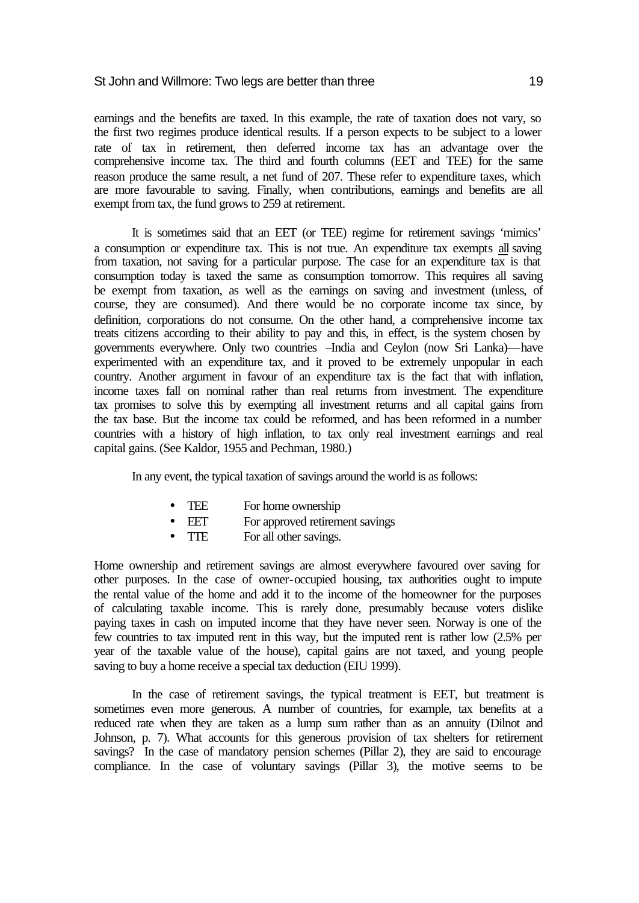earnings and the benefits are taxed. In this example, the rate of taxation does not vary, so the first two regimes produce identical results. If a person expects to be subject to a lower rate of tax in retirement, then deferred income tax has an advantage over the comprehensive income tax. The third and fourth columns (EET and TEE) for the same reason produce the same result, a net fund of 207. These refer to expenditure taxes, which are more favourable to saving. Finally, when contributions, earnings and benefits are all exempt from tax, the fund grows to 259 at retirement.

It is sometimes said that an EET (or TEE) regime for retirement savings 'mimics' a consumption or expenditure tax. This is not true. An expenditure tax exempts all saving from taxation, not saving for a particular purpose. The case for an expenditure tax is that consumption today is taxed the same as consumption tomorrow. This requires all saving be exempt from taxation, as well as the earnings on saving and investment (unless, of course, they are consumed). And there would be no corporate income tax since, by definition, corporations do not consume. On the other hand, a comprehensive income tax treats citizens according to their ability to pay and this, in effect, is the system chosen by governments everywhere. Only two countries –India and Ceylon (now Sri Lanka)—have experimented with an expenditure tax, and it proved to be extremely unpopular in each country. Another argument in favour of an expenditure tax is the fact that with inflation, income taxes fall on nominal rather than real returns from investment. The expenditure tax promises to solve this by exempting all investment returns and all capital gains from the tax base. But the income tax could be reformed, and has been reformed in a number countries with a history of high inflation, to tax only real investment earnings and real capital gains. (See Kaldor, 1955 and Pechman, 1980.)

In any event, the typical taxation of savings around the world is as follows:

- TEE For home ownership
- EET For approved retirement savings
- TTE For all other savings.

Home ownership and retirement savings are almost everywhere favoured over saving for other purposes. In the case of owner-occupied housing, tax authorities ought to impute the rental value of the home and add it to the income of the homeowner for the purposes of calculating taxable income. This is rarely done, presumably because voters dislike paying taxes in cash on imputed income that they have never seen. Norway is one of the few countries to tax imputed rent in this way, but the imputed rent is rather low (2.5% per year of the taxable value of the house), capital gains are not taxed, and young people saving to buy a home receive a special tax deduction (EIU 1999).

In the case of retirement savings, the typical treatment is EET, but treatment is sometimes even more generous. A number of countries, for example, tax benefits at a reduced rate when they are taken as a lump sum rather than as an annuity (Dilnot and Johnson, p. 7). What accounts for this generous provision of tax shelters for retirement savings? In the case of mandatory pension schemes (Pillar 2), they are said to encourage compliance. In the case of voluntary savings (Pillar 3), the motive seems to be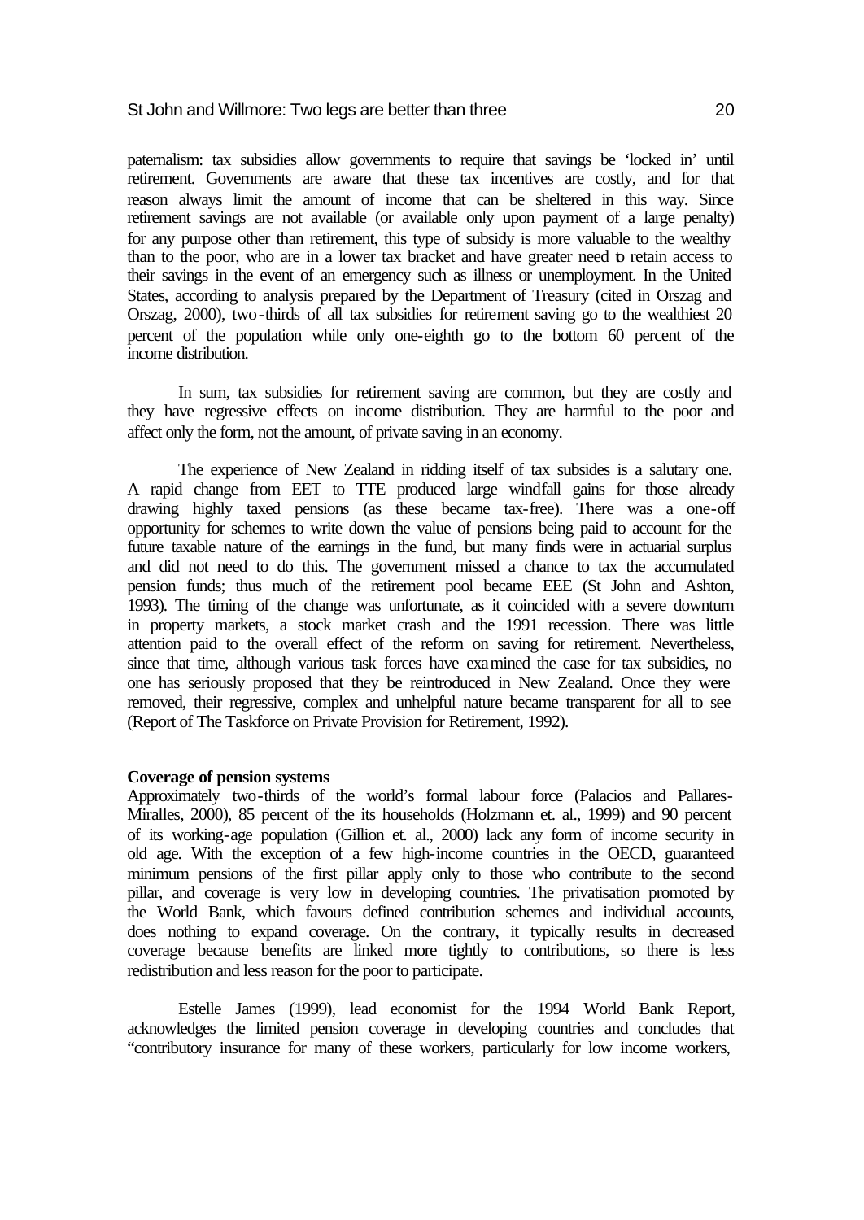paternalism: tax subsidies allow governments to require that savings be 'locked in' until retirement. Governments are aware that these tax incentives are costly, and for that reason always limit the amount of income that can be sheltered in this way. Since retirement savings are not available (or available only upon payment of a large penalty) for any purpose other than retirement, this type of subsidy is more valuable to the wealthy than to the poor, who are in a lower tax bracket and have greater need to retain access to their savings in the event of an emergency such as illness or unemployment. In the United States, according to analysis prepared by the Department of Treasury (cited in Orszag and Orszag, 2000), two-thirds of all tax subsidies for retirement saving go to the wealthiest 20 percent of the population while only one-eighth go to the bottom 60 percent of the income distribution.

In sum, tax subsidies for retirement saving are common, but they are costly and they have regressive effects on income distribution. They are harmful to the poor and affect only the form, not the amount, of private saving in an economy.

The experience of New Zealand in ridding itself of tax subsides is a salutary one. A rapid change from EET to TTE produced large windfall gains for those already drawing highly taxed pensions (as these became tax-free). There was a one-off opportunity for schemes to write down the value of pensions being paid to account for the future taxable nature of the earnings in the fund, but many finds were in actuarial surplus and did not need to do this. The government missed a chance to tax the accumulated pension funds; thus much of the retirement pool became EEE (St John and Ashton, 1993). The timing of the change was unfortunate, as it coincided with a severe downturn in property markets, a stock market crash and the 1991 recession. There was little attention paid to the overall effect of the reform on saving for retirement. Nevertheless, since that time, although various task forces have examined the case for tax subsidies, no one has seriously proposed that they be reintroduced in New Zealand. Once they were removed, their regressive, complex and unhelpful nature became transparent for all to see (Report of The Taskforce on Private Provision for Retirement, 1992).

**Coverage of pension systems**

Approximately two-thirds of the world's formal labour force (Palacios and Pallares-Miralles, 2000), 85 percent of the its households (Holzmann et. al., 1999) and 90 percent of its working-age population (Gillion et. al., 2000) lack any form of income security in old age. With the exception of a few high-income countries in the OECD, guaranteed minimum pensions of the first pillar apply only to those who contribute to the second pillar, and coverage is very low in developing countries. The privatisation promoted by the World Bank, which favours defined contribution schemes and individual accounts, does nothing to expand coverage. On the contrary, it typically results in decreased coverage because benefits are linked more tightly to contributions, so there is less redistribution and less reason for the poor to participate.

Estelle James (1999), lead economist for the 1994 World Bank Report, acknowledges the limited pension coverage in developing countries and concludes that "contributory insurance for many of these workers, particularly for low income workers,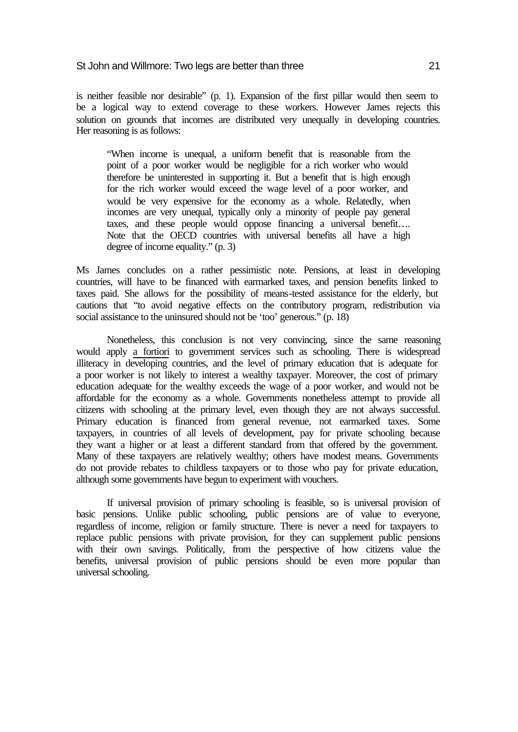is neither feasible nor desirable" (p. 1). Expansion of the first pillar would then seem to be a logical way to extend coverage to these workers. However James rejects this solution on grounds that incomes are distributed very unequally in developing countries. Her reasoning is as follows:

> "When income is unequal, a uniform benefit that is reasonable from the point of a poor worker would be negligible for a rich worker who would therefore be uninterested in supporting it. But a benefit that is high enough for the rich worker would exceed the wage level of a poor worker, and would be very expensive for the economy as a whole. Relatedly, when incomes are very unequal, typically only a minority of people pay general taxes, and these people would oppose financing a universal benefit…. Note that the OECD countries with universal benefits all have a high degree of income equality." (p. 3)

Ms James concludes on a rather pessimistic note. Pensions, at least in developing countries, will have to be financed with earmarked taxes, and pension benefits linked to taxes paid. She allows for the possibility of means-tested assistance for the elderly, but cautions that "to avoid negative effects on the contributory program, redistribution via social assistance to the uninsured should not be 'too' generous." (p. 18)

Nonetheless, this conclusion is not very convincing, since the same reasoning would apply a fortiori to government services such as schooling. There is widespread illiteracy in developing countries, and the level of primary education that is adequate for a poor worker is not likely to interest a wealthy taxpayer. Moreover, the cost of primary education adequate for the wealthy exceeds the wage of a poor worker, and would not be affordable for the economy as a whole. Governments nonetheless attempt to provide all citizens with schooling at the primary level, even though they are not always successful. Primary education is financed from general revenue, not earmarked taxes. Some taxpayers, in countries of all levels of development, pay for private schooling because they want a higher or at least a different standard from that offered by the government. Many of these taxpayers are relatively wealthy; others have modest means. Governments do not provide rebates to childless taxpayers or to those who pay for private education, although some governments have begun to experiment with vouchers.

If universal provision of primary schooling is feasible, so is universal provision of basic pensions. Unlike public schooling, public pensions are of value to everyone, regardless of income, religion or family structure. There is never a need for taxpayers to replace public pensions with private provision, for they can supplement public pensions with their own savings. Politically, from the perspective of how citizens value the benefits, universal provision of public pensions should be even more popular than universal schooling.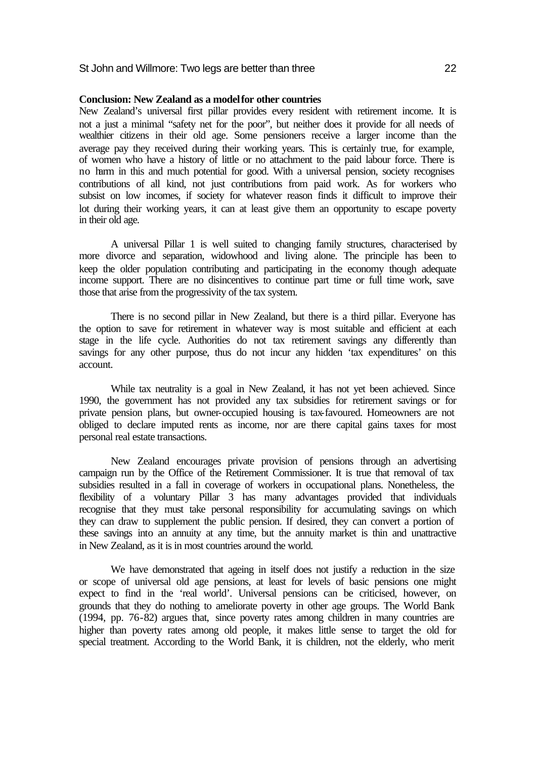**Conclusion: New Zealand as a model for other countries**

New Zealand's universal first pillar provides every resident with retirement income. It is not a just a minimal "safety net for the poor", but neither does it provide for all needs of wealthier citizens in their old age. Some pensioners receive a larger income than the average pay they received during their working years. This is certainly true, for example, of women who have a history of little or no attachment to the paid labour force. There is no harm in this and much potential for good. With a universal pension, society recognises contributions of all kind, not just contributions from paid work. As for workers who subsist on low incomes, if society for whatever reason finds it difficult to improve their lot during their working years, it can at least give them an opportunity to escape poverty in their old age.

A universal Pillar 1 is well suited to changing family structures, characterised by more divorce and separation, widowhood and living alone. The principle has been to keep the older population contributing and participating in the economy though adequate income support. There are no disincentives to continue part time or full time work, save those that arise from the progressivity of the tax system.

There is no second pillar in New Zealand, but there is a third pillar. Everyone has the option to save for retirement in whatever way is most suitable and efficient at each stage in the life cycle. Authorities do not tax retirement savings any differently than savings for any other purpose, thus do not incur any hidden 'tax expenditures' on this account.

While tax neutrality is a goal in New Zealand, it has not yet been achieved. Since 1990, the government has not provided any tax subsidies for retirement savings or for private pension plans, but owner-occupied housing is tax-favoured. Homeowners are not obliged to declare imputed rents as income, nor are there capital gains taxes for most personal real estate transactions.

New Zealand encourages private provision of pensions through an advertising campaign run by the Office of the Retirement Commissioner. It is true that removal of tax subsidies resulted in a fall in coverage of workers in occupational plans. Nonetheless, the flexibility of a voluntary Pillar 3 has many advantages provided that individuals recognise that they must take personal responsibility for accumulating savings on which they can draw to supplement the public pension. If desired, they can convert a portion of these savings into an annuity at any time, but the annuity market is thin and unattractive in New Zealand, as it is in most countries around the world.

We have demonstrated that ageing in itself does not justify a reduction in the size or scope of universal old age pensions, at least for levels of basic pensions one might expect to find in the 'real world'. Universal pensions can be criticised, however, on grounds that they do nothing to ameliorate poverty in other age groups. The World Bank (1994, pp. 76-82) argues that, since poverty rates among children in many countries are higher than poverty rates among old people, it makes little sense to target the old for special treatment. According to the World Bank, it is children, not the elderly, who merit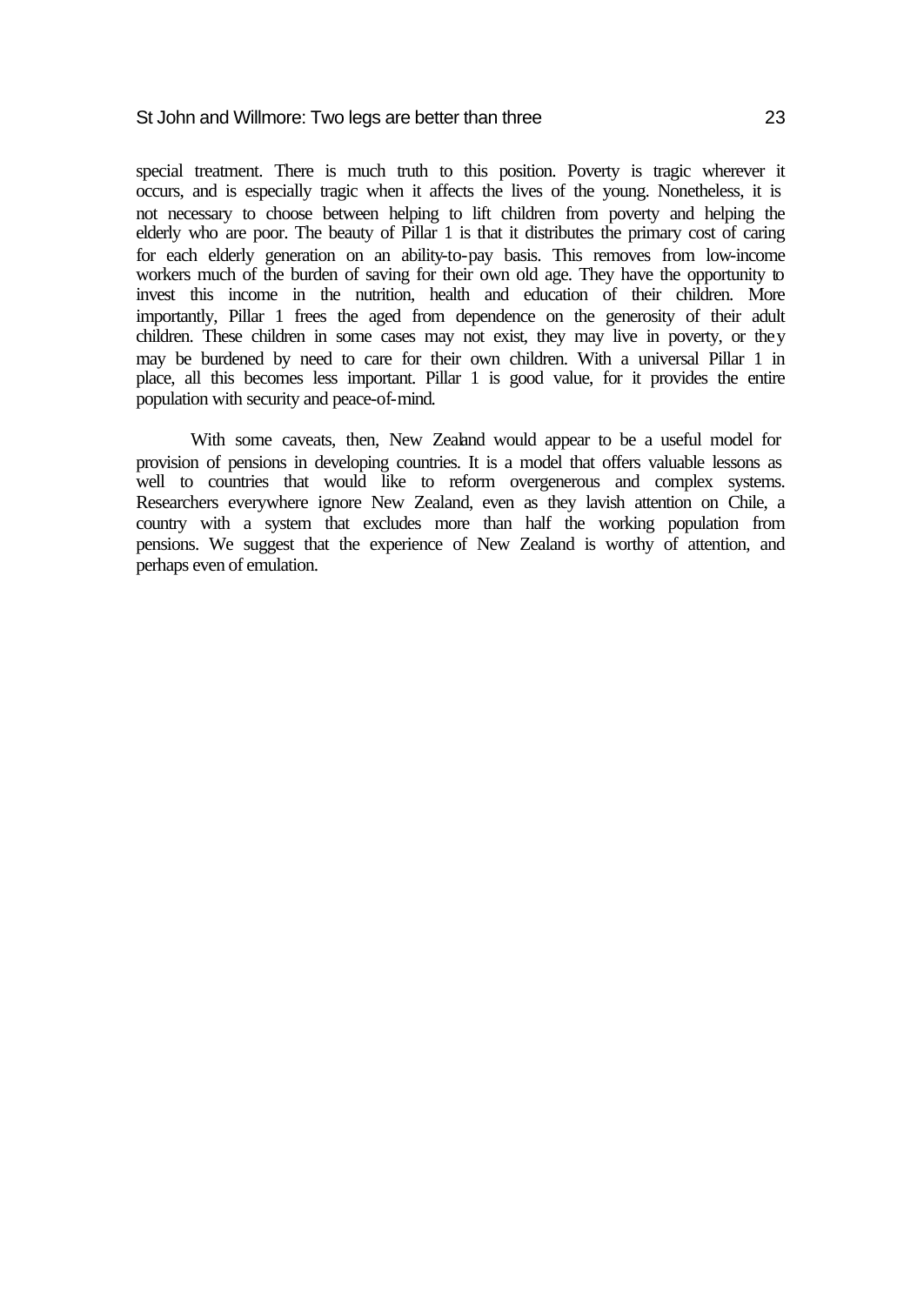special treatment. There is much truth to this position. Poverty is tragic wherever it occurs, and is especially tragic when it affects the lives of the young. Nonetheless, it is not necessary to choose between helping to lift children from poverty and helping the elderly who are poor. The beauty of Pillar 1 is that it distributes the primary cost of caring for each elderly generation on an ability-to-pay basis. This removes from low-income workers much of the burden of saving for their own old age. They have the opportunity to invest this income in the nutrition, health and education of their children. More importantly, Pillar 1 frees the aged from dependence on the generosity of their adult children. These children in some cases may not exist, they may live in poverty, or they may be burdened by need to care for their own children. With a universal Pillar 1 in place, all this becomes less important. Pillar 1 is good value, for it provides the entire population with security and peace-of-mind.

With some caveats, then, New Zealand would appear to be a useful model for provision of pensions in developing countries. It is a model that offers valuable lessons as well to countries that would like to reform overgenerous and complex systems. Researchers everywhere ignore New Zealand, even as they lavish attention on Chile, a country with a system that excludes more than half the working population from pensions. We suggest that the experience of New Zealand is worthy of attention, and perhaps even of emulation.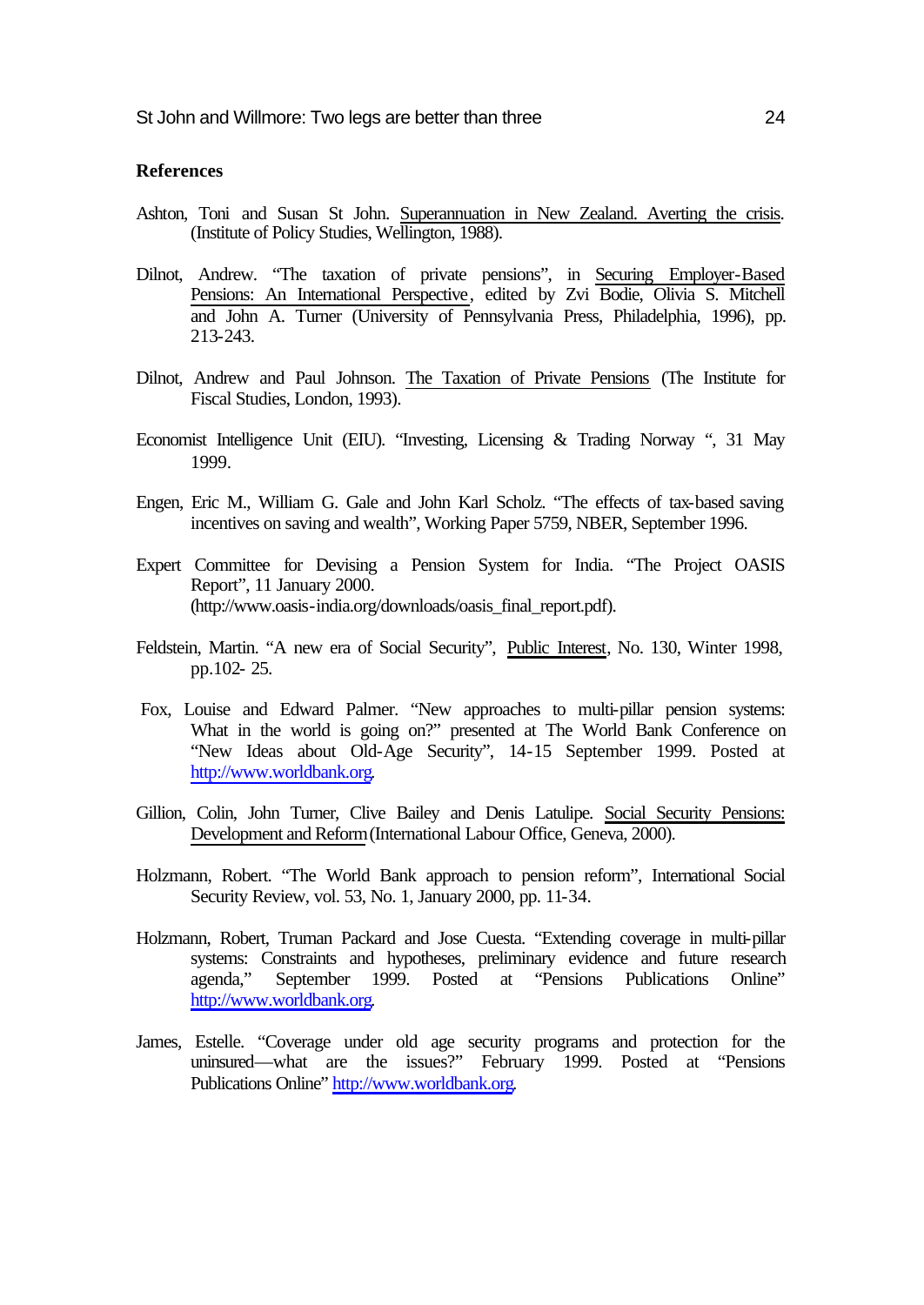## References

Ashton, Toni and Susan St John. Superannuation in New Zealand. Averting the crisis. (Institute of Policy Studies, Wellington, 1988).

Dilnot, Andrew. "The taxation of private pensions", in Securing Employer-Based Pensions: An International Perspective, edited by Zvi Bodie, Olivia S. Mitchell and John A. Turner (University of Pennsylvania Press, Philadelphia, 1996), pp. 213-243.

Dilnot, Andrew and Paul Johnson. The Taxation of Private Pensions (The Institute for Fiscal Studies, London, 1993).

Economist Intelligence Unit (EIU). "Investing, Licensing & Trading Norway ", 31 May 1999.

Engen, Eric M., William G. Gale and John Karl Scholz. "The effects of tax-based saving incentives on saving and wealth", Working Paper 5759, NBER, September 1996.

Expert Committee for Devising a Pension System for India. "The Project OASIS Report", 11 January 2000. (http://www.oasis-india.org/downloads/oasis_final_report.pdf).

Feldstein, Martin. "A new era of Social Security", Public Interest, No. 130, Winter 1998, pp.102- 25.

Fox, Louise and Edward Palmer. "New approaches to multi-pillar pension systems: What in the world is going on?" presented at The World Bank Conference on "New Ideas about Old-Age Security", 14-15 September 1999. Posted at http://www.worldbank.org.

Gillion, Colin, John Turner, Clive Bailey and Denis Latulipe. Social Security Pensions: Development and Reform (International Labour Office, Geneva, 2000).

Holzmann, Robert. "The World Bank approach to pension reform", International Social Security Review, vol. 53, No. 1, January 2000, pp. 11-34.

Holzmann, Robert, Truman Packard and Jose Cuesta. "Extending coverage in multi-pillar systems: Constraints and hypotheses, preliminary evidence and future research agenda," September 1999. Posted at "Pensions Publications Online" http://www.worldbank.org.

James, Estelle. "Coverage under old age security programs and protection for the uninsured—what are the issues?" February 1999. Posted at "Pensions Publications Online" http://www.worldbank.org.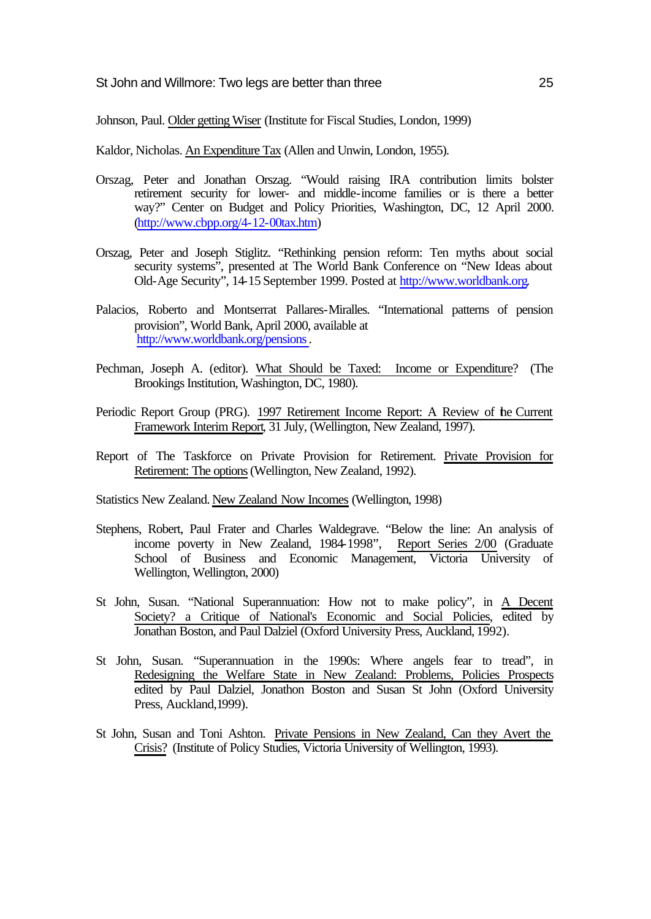Johnson, Paul. Older getting Wiser (Institute for Fiscal Studies, London, 1999)

Kaldor, Nicholas. An Expenditure Tax (Allen and Unwin, London, 1955).

Orszag, Peter and Jonathan Orszag. "Would raising IRA contribution limits bolster retirement security for lower- and middle-income families or is there a better way?" Center on Budget and Policy Priorities, Washington, DC, 12 April 2000. (http://www.cbpp.org/4-12-00tax.htm)

Orszag, Peter and Joseph Stiglitz. "Rethinking pension reform: Ten myths about social security systems", presented at The World Bank Conference on "New Ideas about Old-Age Security", 14-15 September 1999. Posted at http://www.worldbank.org.

Palacios, Roberto and Montserrat Pallares-Miralles. "International patterns of pension provision", World Bank, April 2000, available at http://www.worldbank.org/pensions.

Pechman, Joseph A. (editor). What Should be Taxed: Income or Expenditure? (The Brookings Institution, Washington, DC, 1980).

Periodic Report Group (PRG). 1997 Retirement Income Report: A Review of the Current Framework Interim Report, 31 July, (Wellington, New Zealand, 1997).

Report of The Taskforce on Private Provision for Retirement. Private Provision for Retirement: The options (Wellington, New Zealand, 1992).

Statistics New Zealand. New Zealand Now Incomes (Wellington, 1998)

Stephens, Robert, Paul Frater and Charles Waldegrave. "Below the line: An analysis of income poverty in New Zealand, 1984-1998", Report Series 2/00 (Graduate School of Business and Economic Management, Victoria University of Wellington, Wellington, 2000)

St John, Susan. "National Superannuation: How not to make policy", in A Decent Society? a Critique of National's Economic and Social Policies, edited by Jonathan Boston, and Paul Dalziel (Oxford University Press, Auckland, 1992).

St John, Susan. "Superannuation in the 1990s: Where angels fear to tread", in Redesigning the Welfare State in New Zealand: Problems, Policies Prospects edited by Paul Dalziel, Jonathon Boston and Susan St John (Oxford University Press, Auckland,1999).

St John, Susan and Toni Ashton. Private Pensions in New Zealand, Can they Avert the Crisis? (Institute of Policy Studies, Victoria University of Wellington, 1993).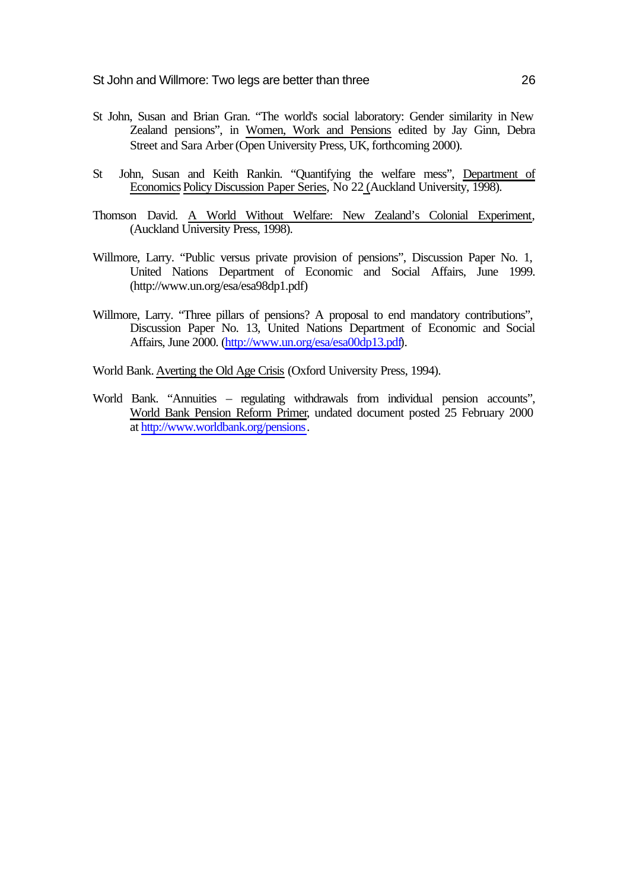St John, Susan and Brian Gran. "The world's social laboratory: Gender similarity in New Zealand pensions", in Women, Work and Pensions edited by Jay Ginn, Debra Street and Sara Arber (Open University Press, UK, forthcoming 2000).

St John, Susan and Keith Rankin. "Quantifying the welfare mess", Department of Economics Policy Discussion Paper Series, No 22 (Auckland University, 1998).

Thomson David. A World Without Welfare: New Zealand's Colonial Experiment, (Auckland University Press, 1998).

Willmore, Larry. "Public versus private provision of pensions", Discussion Paper No. 1, United Nations Department of Economic and Social Affairs, June 1999. (http://www.un.org/esa/esa98dp1.pdf)

Willmore, Larry. "Three pillars of pensions? A proposal to end mandatory contributions", Discussion Paper No. 13, United Nations Department of Economic and Social Affairs, June 2000. (http://www.un.org/esa/esa00dp13.pdf).

World Bank. Averting the Old Age Crisis (Oxford University Press, 1994).

World Bank. "Annuities – regulating withdrawals from individual pension accounts", World Bank Pension Reform Primer, undated document posted 25 February 2000 at http://www.worldbank.org/pensions.